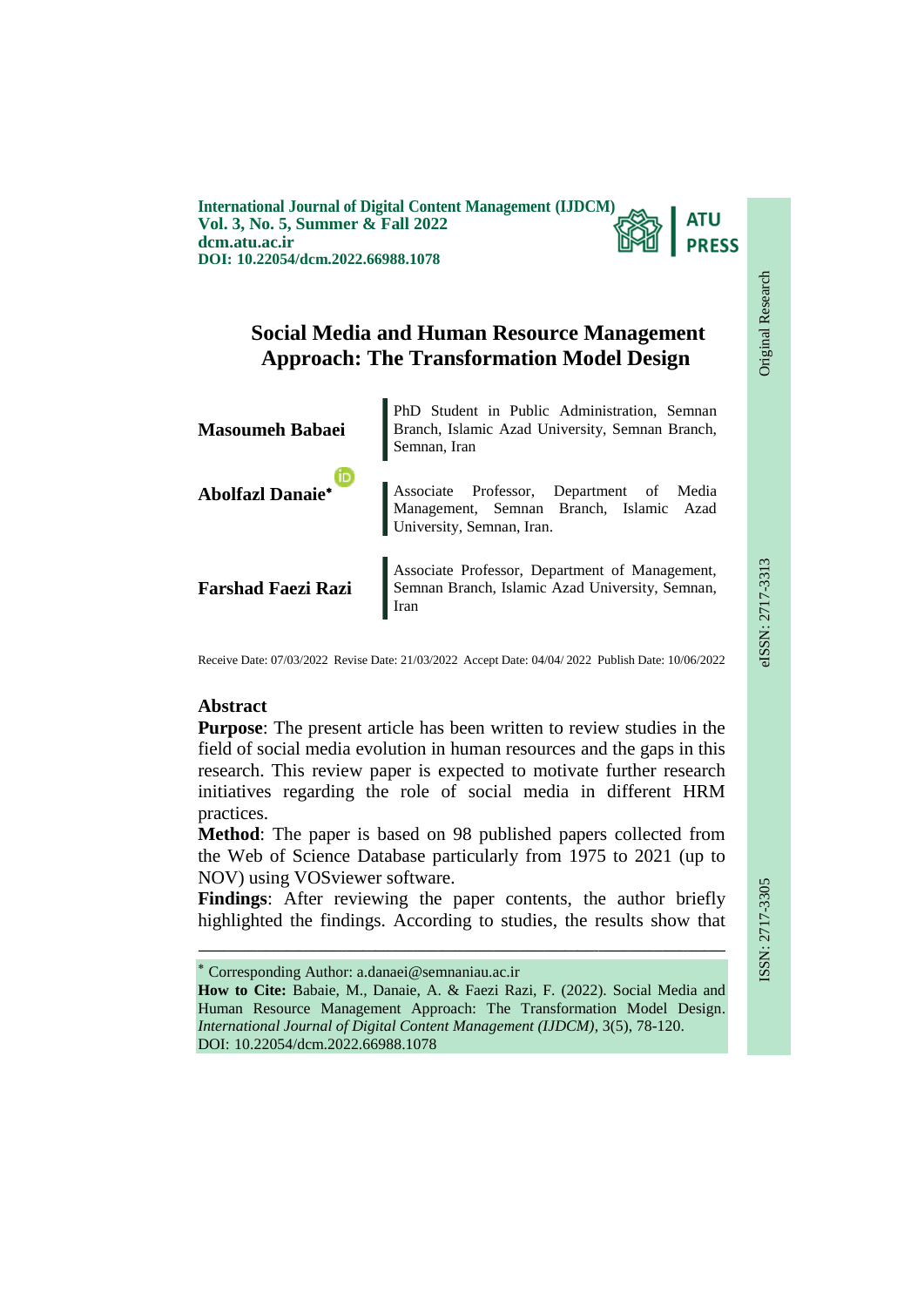International Journal of Digital Content Management (IJDCM)
Vol. 3, No. 5, Summer & Fall 2022
dcm.atu.ac.ir
DOI: 10.22054/dcm.2022.66988.1078

Original Research

eISSN: 2717-3313

ISSN: 2717-3305

# Social Media and Human Resource Management Approach: The Transformation Model Design

**Masoumeh Babaei** — PhD Student in Public Administration, Semnan Branch, Islamic Azad University, Semnan Branch, Semnan, Iran

**Abolfazl Danaie*** — Associate Professor, Department of Media Management, Semnan Branch, Islamic Azad University, Semnan, Iran.

**Farshad Faezi Razi** — Associate Professor, Department of Management, Semnan Branch, Islamic Azad University, Semnan, Iran

Receive Date: 07/03/2022 Revise Date: 21/03/2022 Accept Date: 04/04/ 2022 Publish Date: 10/06/2022

## Abstract

**Purpose**: The present article has been written to review studies in the field of social media evolution in human resources and the gaps in this research. This review paper is expected to motivate further research initiatives regarding the role of social media in different HRM practices.

**Method**: The paper is based on 98 published papers collected from the Web of Science Database particularly from 1975 to 2021 (up to NOV) using VOSviewer software.

**Findings**: After reviewing the paper contents, the author briefly highlighted the findings. According to studies, the results show that

---

* Corresponding Author: a.danaei@semnaniau.ac.ir

**How to Cite:** Babaie, M., Danaie, A. & Faezi Razi, F. (2022). Social Media and Human Resource Management Approach: The Transformation Model Design. *International Journal of Digital Content Management (IJDCM)*, 3(5), 78-120. DOI: 10.22054/dcm.2022.66988.1078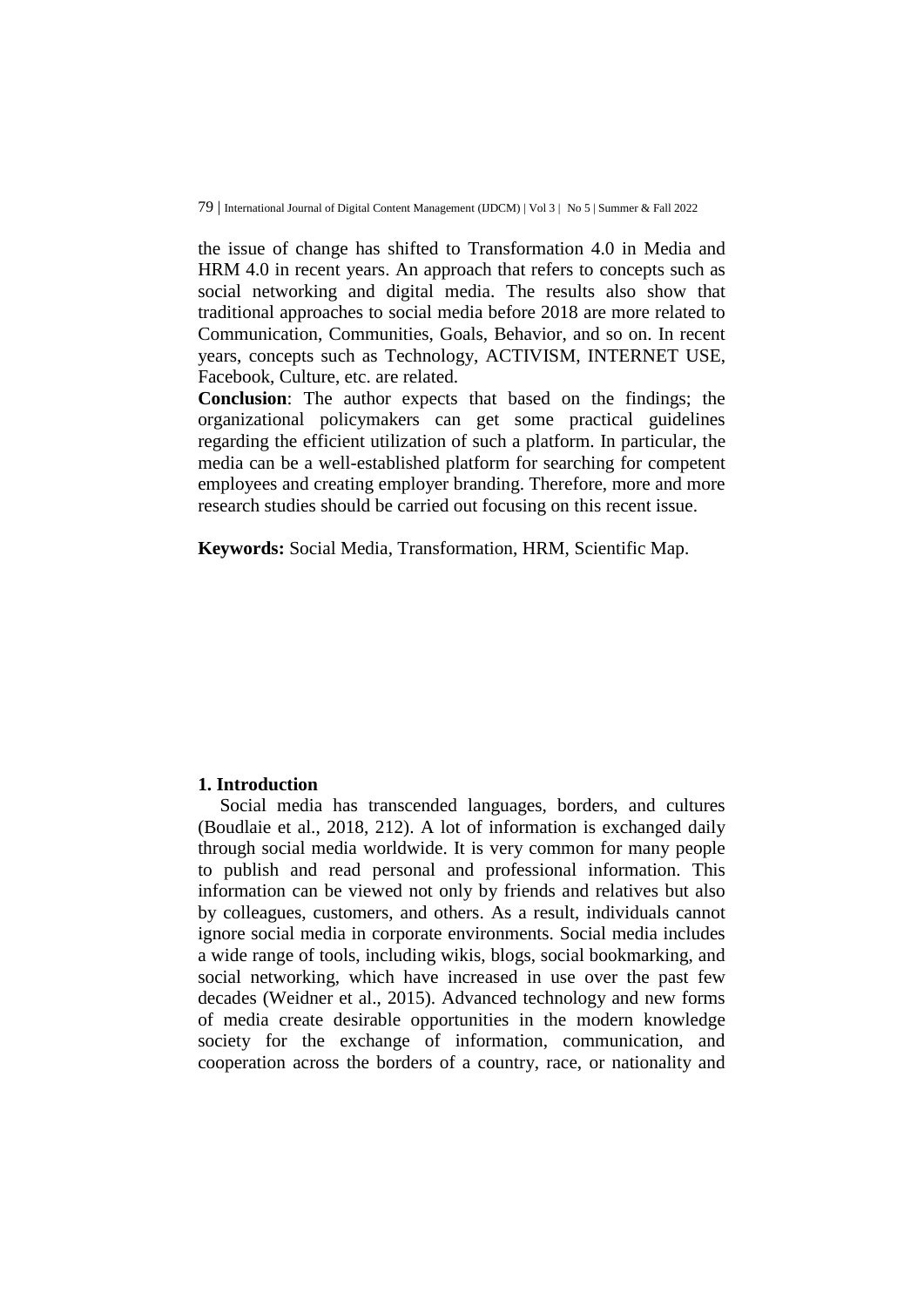the issue of change has shifted to Transformation 4.0 in Media and HRM 4.0 in recent years. An approach that refers to concepts such as social networking and digital media. The results also show that traditional approaches to social media before 2018 are more related to Communication, Communities, Goals, Behavior, and so on. In recent years, concepts such as Technology, ACTIVISM, INTERNET USE, Facebook, Culture, etc. are related.

**Conclusion**: The author expects that based on the findings; the organizational policymakers can get some practical guidelines regarding the efficient utilization of such a platform. In particular, the media can be a well-established platform for searching for competent employees and creating employer branding. Therefore, more and more research studies should be carried out focusing on this recent issue.

**Keywords:** Social Media, Transformation, HRM, Scientific Map.

## 1. Introduction

Social media has transcended languages, borders, and cultures (Boudlaie et al., 2018, 212). A lot of information is exchanged daily through social media worldwide. It is very common for many people to publish and read personal and professional information. This information can be viewed not only by friends and relatives but also by colleagues, customers, and others. As a result, individuals cannot ignore social media in corporate environments. Social media includes a wide range of tools, including wikis, blogs, social bookmarking, and social networking, which have increased in use over the past few decades (Weidner et al., 2015). Advanced technology and new forms of media create desirable opportunities in the modern knowledge society for the exchange of information, communication, and cooperation across the borders of a country, race, or nationality and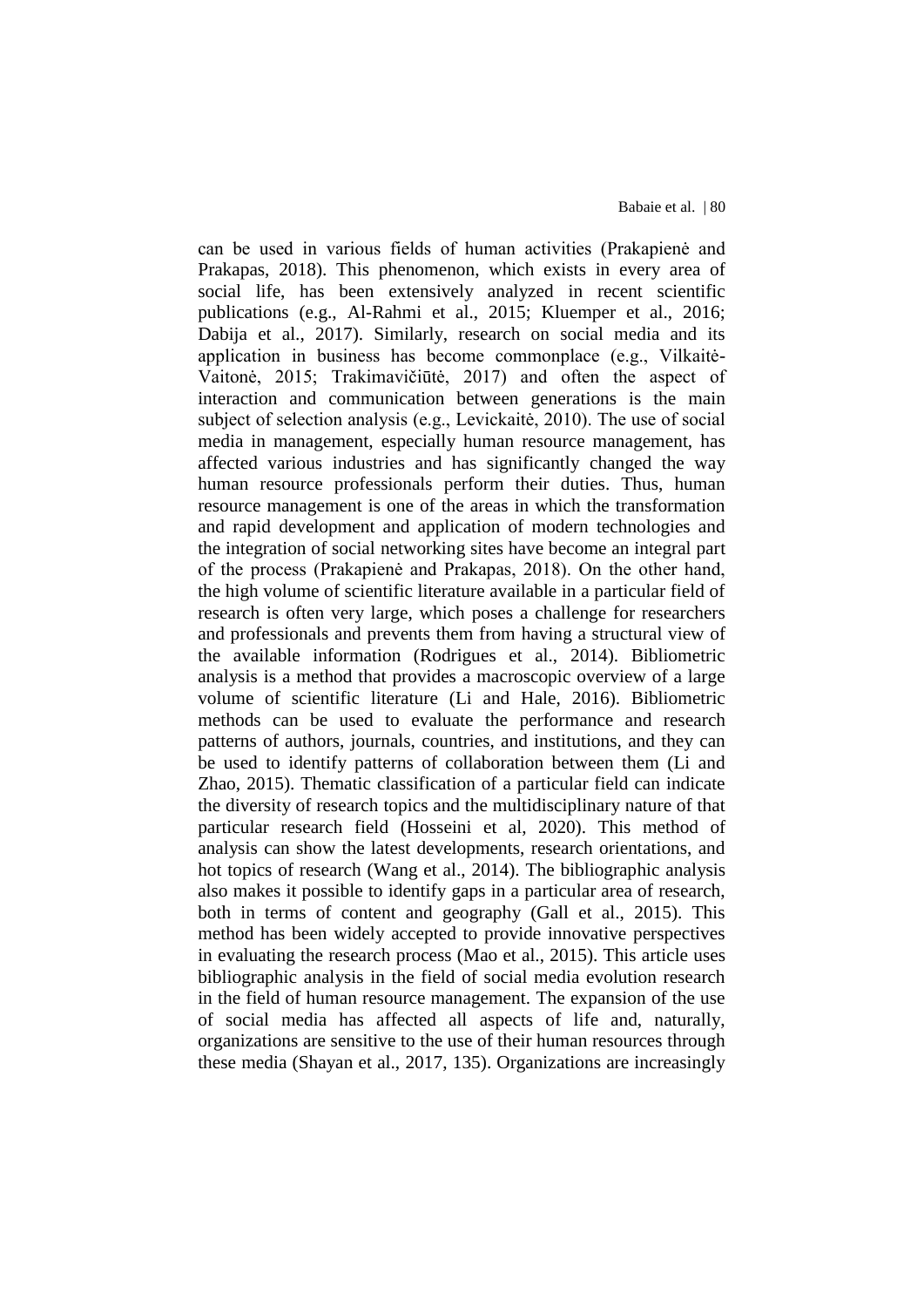can be used in various fields of human activities (Prakapienė and Prakapas, 2018). This phenomenon, which exists in every area of social life, has been extensively analyzed in recent scientific publications (e.g., Al-Rahmi et al., 2015; Kluemper et al., 2016; Dabija et al., 2017). Similarly, research on social media and its application in business has become commonplace (e.g., Vilkaitė-Vaitonė, 2015; Trakimavičiūtė, 2017) and often the aspect of interaction and communication between generations is the main subject of selection analysis (e.g., Levickaitė, 2010). The use of social media in management, especially human resource management, has affected various industries and has significantly changed the way human resource professionals perform their duties. Thus, human resource management is one of the areas in which the transformation and rapid development and application of modern technologies and the integration of social networking sites have become an integral part of the process (Prakapienė and Prakapas, 2018). On the other hand, the high volume of scientific literature available in a particular field of research is often very large, which poses a challenge for researchers and professionals and prevents them from having a structural view of the available information (Rodrigues et al., 2014). Bibliometric analysis is a method that provides a macroscopic overview of a large volume of scientific literature (Li and Hale, 2016). Bibliometric methods can be used to evaluate the performance and research patterns of authors, journals, countries, and institutions, and they can be used to identify patterns of collaboration between them (Li and Zhao, 2015). Thematic classification of a particular field can indicate the diversity of research topics and the multidisciplinary nature of that particular research field (Hosseini et al, 2020). This method of analysis can show the latest developments, research orientations, and hot topics of research (Wang et al., 2014). The bibliographic analysis also makes it possible to identify gaps in a particular area of research, both in terms of content and geography (Gall et al., 2015). This method has been widely accepted to provide innovative perspectives in evaluating the research process (Mao et al., 2015). This article uses bibliographic analysis in the field of social media evolution research in the field of human resource management. The expansion of the use of social media has affected all aspects of life and, naturally, organizations are sensitive to the use of their human resources through these media (Shayan et al., 2017, 135). Organizations are increasingly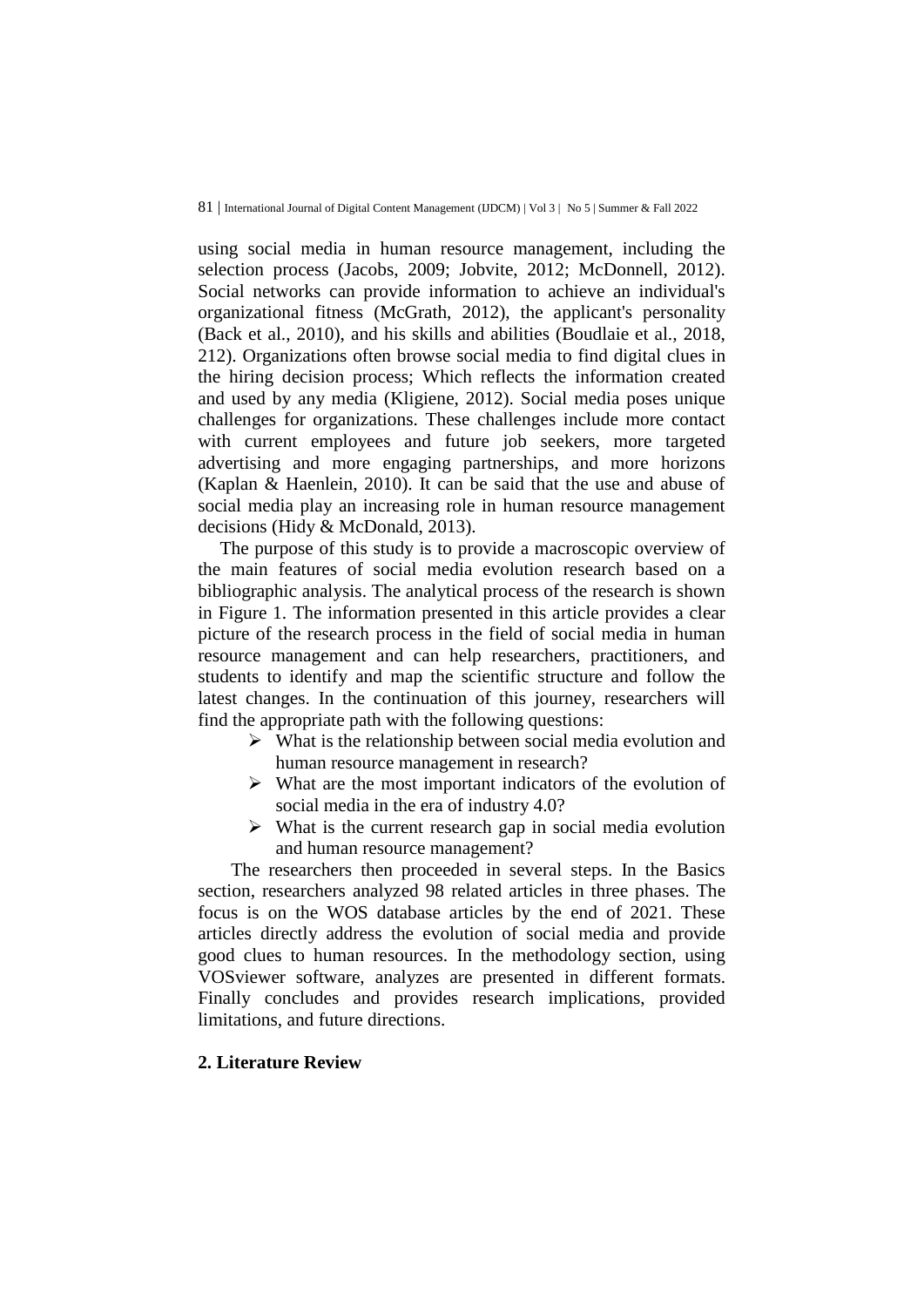using social media in human resource management, including the selection process (Jacobs, 2009; Jobvite, 2012; McDonnell, 2012). Social networks can provide information to achieve an individual's organizational fitness (McGrath, 2012), the applicant's personality (Back et al., 2010), and his skills and abilities (Boudlaie et al., 2018, 212). Organizations often browse social media to find digital clues in the hiring decision process; Which reflects the information created and used by any media (Kligiene, 2012). Social media poses unique challenges for organizations. These challenges include more contact with current employees and future job seekers, more targeted advertising and more engaging partnerships, and more horizons (Kaplan & Haenlein, 2010). It can be said that the use and abuse of social media play an increasing role in human resource management decisions (Hidy & McDonald, 2013).

The purpose of this study is to provide a macroscopic overview of the main features of social media evolution research based on a bibliographic analysis. The analytical process of the research is shown in Figure 1. The information presented in this article provides a clear picture of the research process in the field of social media in human resource management and can help researchers, practitioners, and students to identify and map the scientific structure and follow the latest changes. In the continuation of this journey, researchers will find the appropriate path with the following questions:

- What is the relationship between social media evolution and human resource management in research?
- What are the most important indicators of the evolution of social media in the era of industry 4.0?
- What is the current research gap in social media evolution and human resource management?

The researchers then proceeded in several steps. In the Basics section, researchers analyzed 98 related articles in three phases. The focus is on the WOS database articles by the end of 2021. These articles directly address the evolution of social media and provide good clues to human resources. In the methodology section, using VOSviewer software, analyzes are presented in different formats. Finally concludes and provides research implications, provided limitations, and future directions.

## 2. Literature Review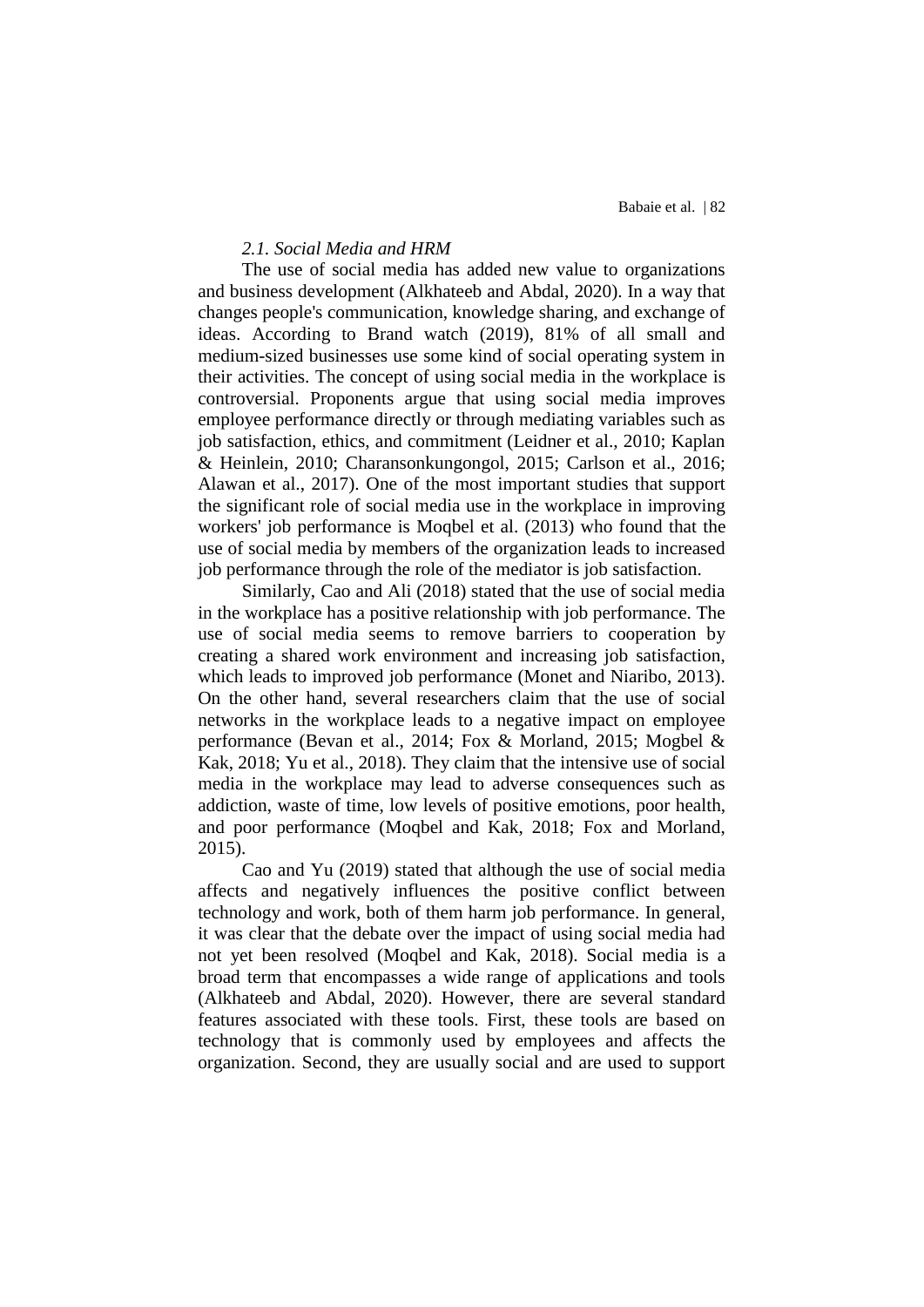*2.1. Social Media and HRM*

The use of social media has added new value to organizations and business development (Alkhateeb and Abdal, 2020). In a way that changes people's communication, knowledge sharing, and exchange of ideas. According to Brand watch (2019), 81% of all small and medium-sized businesses use some kind of social operating system in their activities. The concept of using social media in the workplace is controversial. Proponents argue that using social media improves employee performance directly or through mediating variables such as job satisfaction, ethics, and commitment (Leidner et al., 2010; Kaplan & Heinlein, 2010; Charansonkungongol, 2015; Carlson et al., 2016; Alawan et al., 2017). One of the most important studies that support the significant role of social media use in the workplace in improving workers' job performance is Moqbel et al. (2013) who found that the use of social media by members of the organization leads to increased job performance through the role of the mediator is job satisfaction.

Similarly, Cao and Ali (2018) stated that the use of social media in the workplace has a positive relationship with job performance. The use of social media seems to remove barriers to cooperation by creating a shared work environment and increasing job satisfaction, which leads to improved job performance (Monet and Niaribo, 2013). On the other hand, several researchers claim that the use of social networks in the workplace leads to a negative impact on employee performance (Bevan et al., 2014; Fox & Morland, 2015; Mogbel & Kak, 2018; Yu et al., 2018). They claim that the intensive use of social media in the workplace may lead to adverse consequences such as addiction, waste of time, low levels of positive emotions, poor health, and poor performance (Moqbel and Kak, 2018; Fox and Morland, 2015).

Cao and Yu (2019) stated that although the use of social media affects and negatively influences the positive conflict between technology and work, both of them harm job performance. In general, it was clear that the debate over the impact of using social media had not yet been resolved (Moqbel and Kak, 2018). Social media is a broad term that encompasses a wide range of applications and tools (Alkhateeb and Abdal, 2020). However, there are several standard features associated with these tools. First, these tools are based on technology that is commonly used by employees and affects the organization. Second, they are usually social and are used to support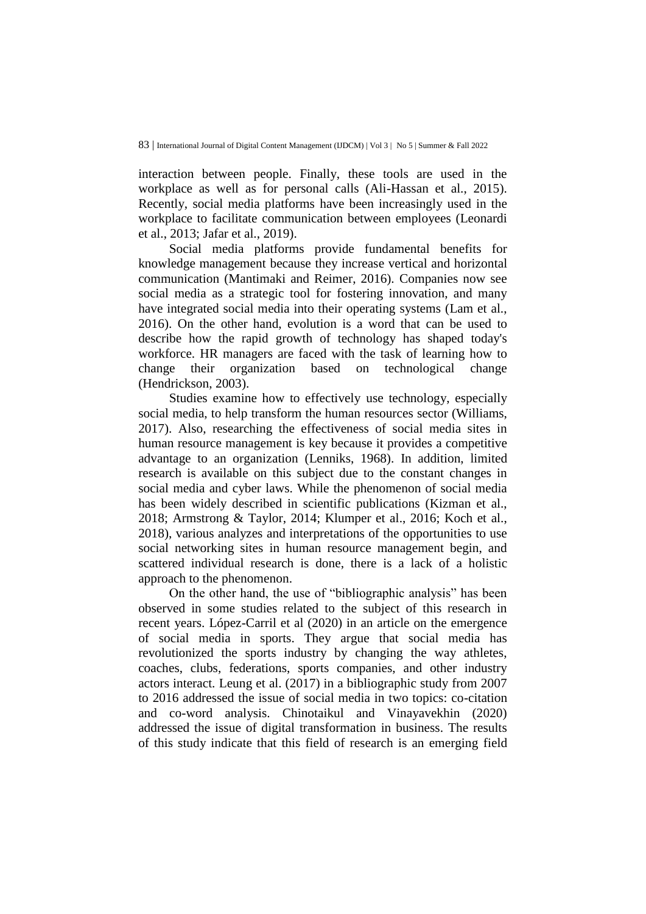interaction between people. Finally, these tools are used in the workplace as well as for personal calls (Ali-Hassan et al., 2015). Recently, social media platforms have been increasingly used in the workplace to facilitate communication between employees (Leonardi et al., 2013; Jafar et al., 2019).

Social media platforms provide fundamental benefits for knowledge management because they increase vertical and horizontal communication (Mantimaki and Reimer, 2016). Companies now see social media as a strategic tool for fostering innovation, and many have integrated social media into their operating systems (Lam et al., 2016). On the other hand, evolution is a word that can be used to describe how the rapid growth of technology has shaped today's workforce. HR managers are faced with the task of learning how to change their organization based on technological change (Hendrickson, 2003).

Studies examine how to effectively use technology, especially social media, to help transform the human resources sector (Williams, 2017). Also, researching the effectiveness of social media sites in human resource management is key because it provides a competitive advantage to an organization (Lenniks, 1968). In addition, limited research is available on this subject due to the constant changes in social media and cyber laws. While the phenomenon of social media has been widely described in scientific publications (Kizman et al., 2018; Armstrong & Taylor, 2014; Klumper et al., 2016; Koch et al., 2018), various analyzes and interpretations of the opportunities to use social networking sites in human resource management begin, and scattered individual research is done, there is a lack of a holistic approach to the phenomenon.

On the other hand, the use of "bibliographic analysis" has been observed in some studies related to the subject of this research in recent years. López-Carril et al (2020) in an article on the emergence of social media in sports. They argue that social media has revolutionized the sports industry by changing the way athletes, coaches, clubs, federations, sports companies, and other industry actors interact. Leung et al. (2017) in a bibliographic study from 2007 to 2016 addressed the issue of social media in two topics: co-citation and co-word analysis. Chinotaikul and Vinayavekhin (2020) addressed the issue of digital transformation in business. The results of this study indicate that this field of research is an emerging field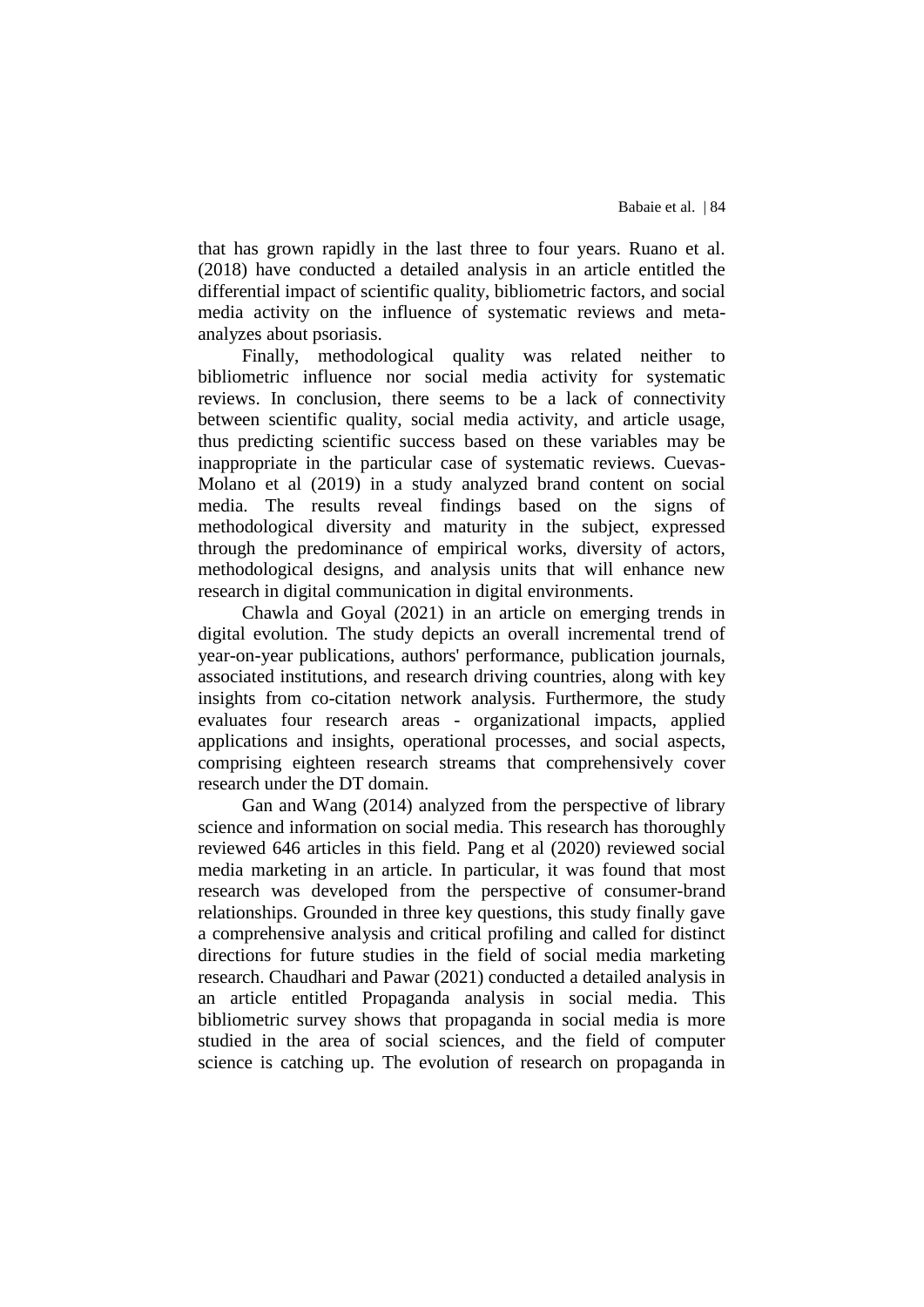that has grown rapidly in the last three to four years. Ruano et al. (2018) have conducted a detailed analysis in an article entitled the differential impact of scientific quality, bibliometric factors, and social media activity on the influence of systematic reviews and meta-analyzes about psoriasis.

Finally, methodological quality was related neither to bibliometric influence nor social media activity for systematic reviews. In conclusion, there seems to be a lack of connectivity between scientific quality, social media activity, and article usage, thus predicting scientific success based on these variables may be inappropriate in the particular case of systematic reviews. Cuevas-Molano et al (2019) in a study analyzed brand content on social media. The results reveal findings based on the signs of methodological diversity and maturity in the subject, expressed through the predominance of empirical works, diversity of actors, methodological designs, and analysis units that will enhance new research in digital communication in digital environments.

Chawla and Goyal (2021) in an article on emerging trends in digital evolution. The study depicts an overall incremental trend of year-on-year publications, authors' performance, publication journals, associated institutions, and research driving countries, along with key insights from co-citation network analysis. Furthermore, the study evaluates four research areas - organizational impacts, applied applications and insights, operational processes, and social aspects, comprising eighteen research streams that comprehensively cover research under the DT domain.

Gan and Wang (2014) analyzed from the perspective of library science and information on social media. This research has thoroughly reviewed 646 articles in this field. Pang et al (2020) reviewed social media marketing in an article. In particular, it was found that most research was developed from the perspective of consumer-brand relationships. Grounded in three key questions, this study finally gave a comprehensive analysis and critical profiling and called for distinct directions for future studies in the field of social media marketing research. Chaudhari and Pawar (2021) conducted a detailed analysis in an article entitled Propaganda analysis in social media. This bibliometric survey shows that propaganda in social media is more studied in the area of social sciences, and the field of computer science is catching up. The evolution of research on propaganda in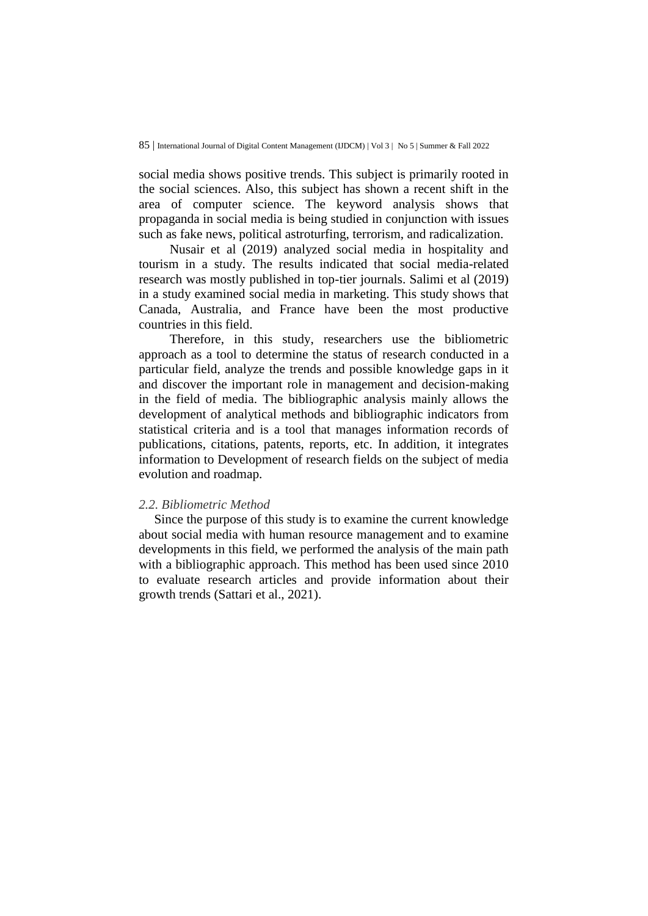social media shows positive trends. This subject is primarily rooted in the social sciences. Also, this subject has shown a recent shift in the area of computer science. The keyword analysis shows that propaganda in social media is being studied in conjunction with issues such as fake news, political astroturfing, terrorism, and radicalization.

Nusair et al (2019) analyzed social media in hospitality and tourism in a study. The results indicated that social media-related research was mostly published in top-tier journals. Salimi et al (2019) in a study examined social media in marketing. This study shows that Canada, Australia, and France have been the most productive countries in this field.

Therefore, in this study, researchers use the bibliometric approach as a tool to determine the status of research conducted in a particular field, analyze the trends and possible knowledge gaps in it and discover the important role in management and decision-making in the field of media. The bibliographic analysis mainly allows the development of analytical methods and bibliographic indicators from statistical criteria and is a tool that manages information records of publications, citations, patents, reports, etc. In addition, it integrates information to Development of research fields on the subject of media evolution and roadmap.

### *2.2. Bibliometric Method*

Since the purpose of this study is to examine the current knowledge about social media with human resource management and to examine developments in this field, we performed the analysis of the main path with a bibliographic approach. This method has been used since 2010 to evaluate research articles and provide information about their growth trends (Sattari et al., 2021).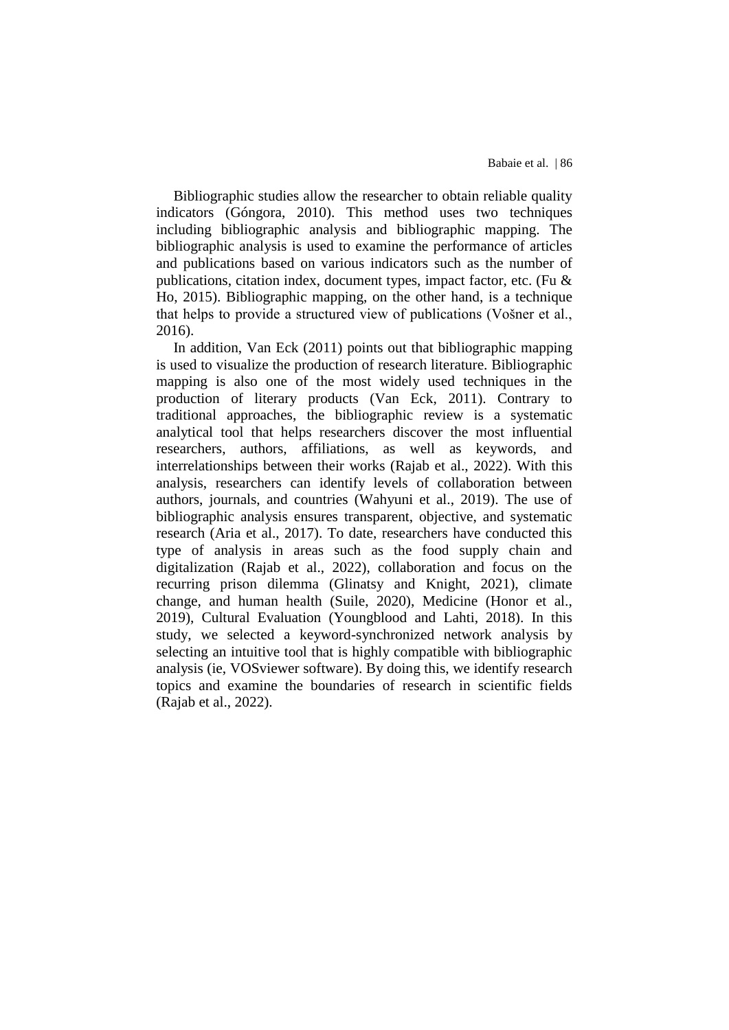Bibliographic studies allow the researcher to obtain reliable quality indicators (Góngora, 2010). This method uses two techniques including bibliographic analysis and bibliographic mapping. The bibliographic analysis is used to examine the performance of articles and publications based on various indicators such as the number of publications, citation index, document types, impact factor, etc. (Fu & Ho, 2015). Bibliographic mapping, on the other hand, is a technique that helps to provide a structured view of publications (Vošner et al., 2016).

In addition, Van Eck (2011) points out that bibliographic mapping is used to visualize the production of research literature. Bibliographic mapping is also one of the most widely used techniques in the production of literary products (Van Eck, 2011). Contrary to traditional approaches, the bibliographic review is a systematic analytical tool that helps researchers discover the most influential researchers, authors, affiliations, as well as keywords, and interrelationships between their works (Rajab et al., 2022). With this analysis, researchers can identify levels of collaboration between authors, journals, and countries (Wahyuni et al., 2019). The use of bibliographic analysis ensures transparent, objective, and systematic research (Aria et al., 2017). To date, researchers have conducted this type of analysis in areas such as the food supply chain and digitalization (Rajab et al., 2022), collaboration and focus on the recurring prison dilemma (Glinatsy and Knight, 2021), climate change, and human health (Suile, 2020), Medicine (Honor et al., 2019), Cultural Evaluation (Youngblood and Lahti, 2018). In this study, we selected a keyword-synchronized network analysis by selecting an intuitive tool that is highly compatible with bibliographic analysis (ie, VOSviewer software). By doing this, we identify research topics and examine the boundaries of research in scientific fields (Rajab et al., 2022).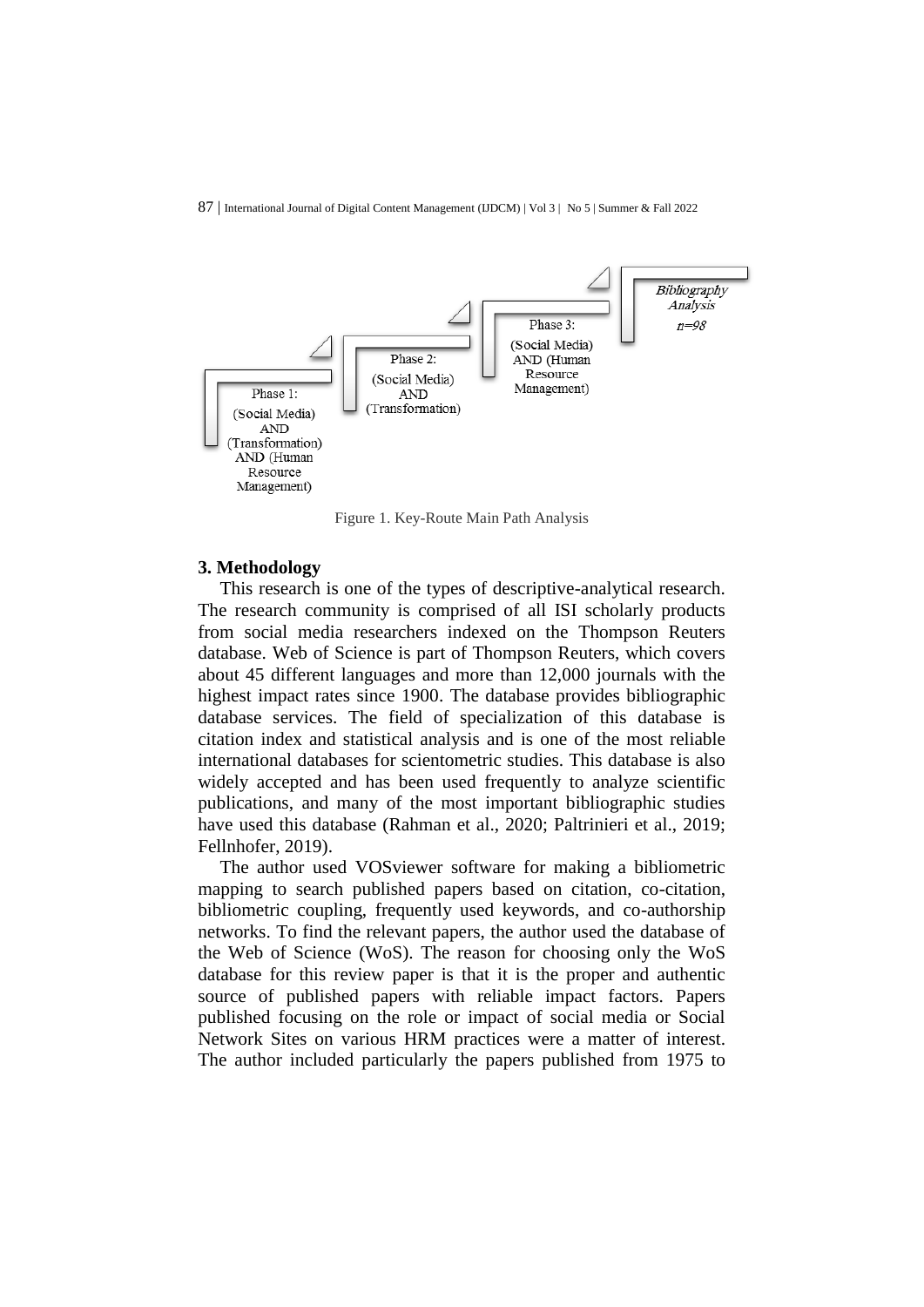Phase 1:
(Social Media) AND (Transformation) AND (Human Resource Management)

Phase 2:
(Social Media) AND (Transformation)

Phase 3:
(Social Media) AND (Human Resource Management)

*Bibliography Analysis*
*n=98*

Figure 1. Key-Route Main Path Analysis

**3. Methodology**

This research is one of the types of descriptive-analytical research. The research community is comprised of all ISI scholarly products from social media researchers indexed on the Thompson Reuters database. Web of Science is part of Thompson Reuters, which covers about 45 different languages and more than 12,000 journals with the highest impact rates since 1900. The database provides bibliographic database services. The field of specialization of this database is citation index and statistical analysis and is one of the most reliable international databases for scientometric studies. This database is also widely accepted and has been used frequently to analyze scientific publications, and many of the most important bibliographic studies have used this database (Rahman et al., 2020; Paltrinieri et al., 2019; Fellnhofer, 2019).

The author used VOSviewer software for making a bibliometric mapping to search published papers based on citation, co-citation, bibliometric coupling, frequently used keywords, and co-authorship networks. To find the relevant papers, the author used the database of the Web of Science (WoS). The reason for choosing only the WoS database for this review paper is that it is the proper and authentic source of published papers with reliable impact factors. Papers published focusing on the role or impact of social media or Social Network Sites on various HRM practices were a matter of interest. The author included particularly the papers published from 1975 to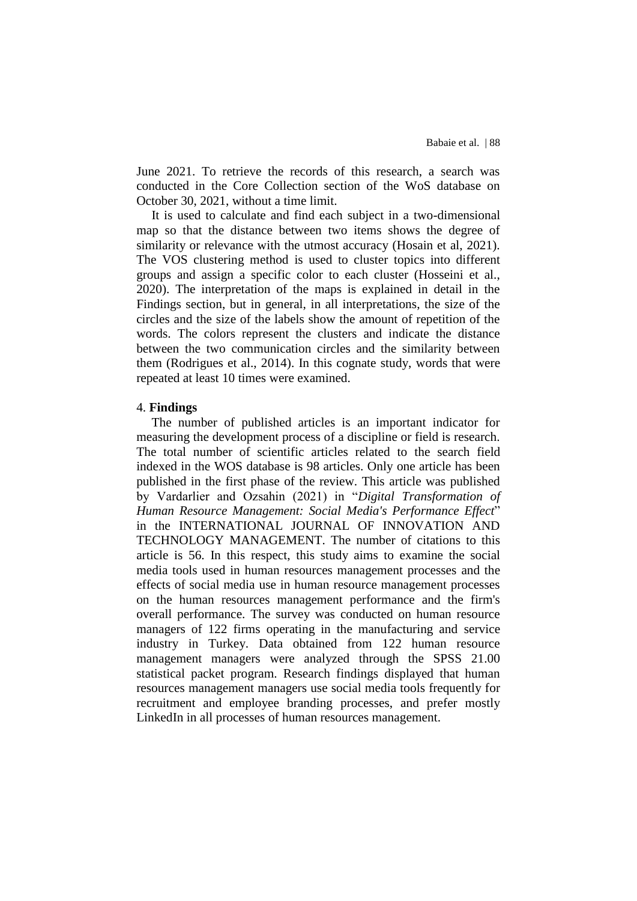June 2021. To retrieve the records of this research, a search was conducted in the Core Collection section of the WoS database on October 30, 2021, without a time limit.

It is used to calculate and find each subject in a two-dimensional map so that the distance between two items shows the degree of similarity or relevance with the utmost accuracy (Hosain et al, 2021). The VOS clustering method is used to cluster topics into different groups and assign a specific color to each cluster (Hosseini et al., 2020). The interpretation of the maps is explained in detail in the Findings section, but in general, in all interpretations, the size of the circles and the size of the labels show the amount of repetition of the words. The colors represent the clusters and indicate the distance between the two communication circles and the similarity between them (Rodrigues et al., 2014). In this cognate study, words that were repeated at least 10 times were examined.

## 4. **Findings**

The number of published articles is an important indicator for measuring the development process of a discipline or field is research. The total number of scientific articles related to the search field indexed in the WOS database is 98 articles. Only one article has been published in the first phase of the review. This article was published by Vardarlier and Ozsahin (2021) in "*Digital Transformation of Human Resource Management: Social Media's Performance Effect*" in the INTERNATIONAL JOURNAL OF INNOVATION AND TECHNOLOGY MANAGEMENT. The number of citations to this article is 56. In this respect, this study aims to examine the social media tools used in human resources management processes and the effects of social media use in human resource management processes on the human resources management performance and the firm's overall performance. The survey was conducted on human resource managers of 122 firms operating in the manufacturing and service industry in Turkey. Data obtained from 122 human resource management managers were analyzed through the SPSS 21.00 statistical packet program. Research findings displayed that human resources management managers use social media tools frequently for recruitment and employee branding processes, and prefer mostly LinkedIn in all processes of human resources management.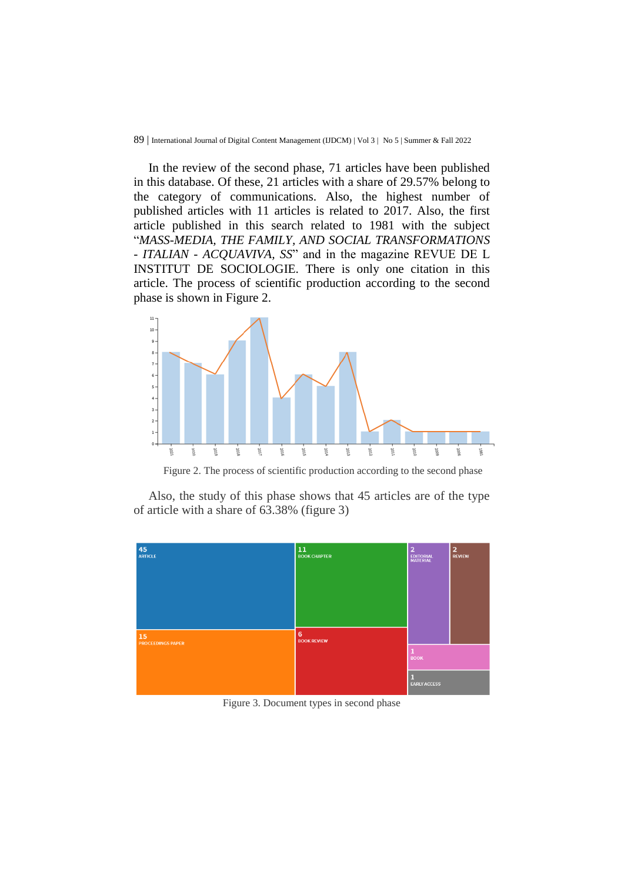In the review of the second phase, 71 articles have been published in this database. Of these, 21 articles with a share of 29.57% belong to the category of communications. Also, the highest number of published articles with 11 articles is related to 2017. Also, the first article published in this search related to 1981 with the subject "*MASS-MEDIA, THE FAMILY, AND SOCIAL TRANSFORMATIONS - ITALIAN - ACQUAVIVA, SS*" and in the magazine REVUE DE L INSTITUT DE SOCIOLOGIE. There is only one citation in this article. The process of scientific production according to the second phase is shown in Figure 2.

Figure 2. The process of scientific production according to the second phase

Also, the study of this phase shows that 45 articles are of the type of article with a share of 63.38% (figure 3)

Figure 3. Document types in second phase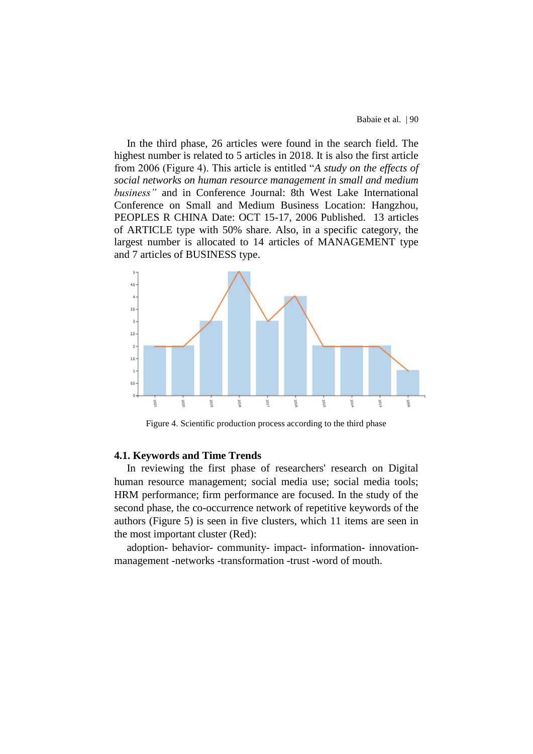In the third phase, 26 articles were found in the search field. The highest number is related to 5 articles in 2018. It is also the first article from 2006 (Figure 4). This article is entitled "*A study on the effects of social networks on human resource management in small and medium business"* and in Conference Journal: 8th West Lake International Conference on Small and Medium Business Location: Hangzhou, PEOPLES R CHINA Date: OCT 15-17, 2006 Published. 13 articles of ARTICLE type with 50% share. Also, in a specific category, the largest number is allocated to 14 articles of MANAGEMENT type and 7 articles of BUSINESS type.

Figure 4. Scientific production process according to the third phase

### 4.1. Keywords and Time Trends

In reviewing the first phase of researchers' research on Digital human resource management; social media use; social media tools; HRM performance; firm performance are focused. In the study of the second phase, the co-occurrence network of repetitive keywords of the authors (Figure 5) is seen in five clusters, which 11 items are seen in the most important cluster (Red):

adoption- behavior- community- impact- information- innovation-management -networks -transformation -trust -word of mouth.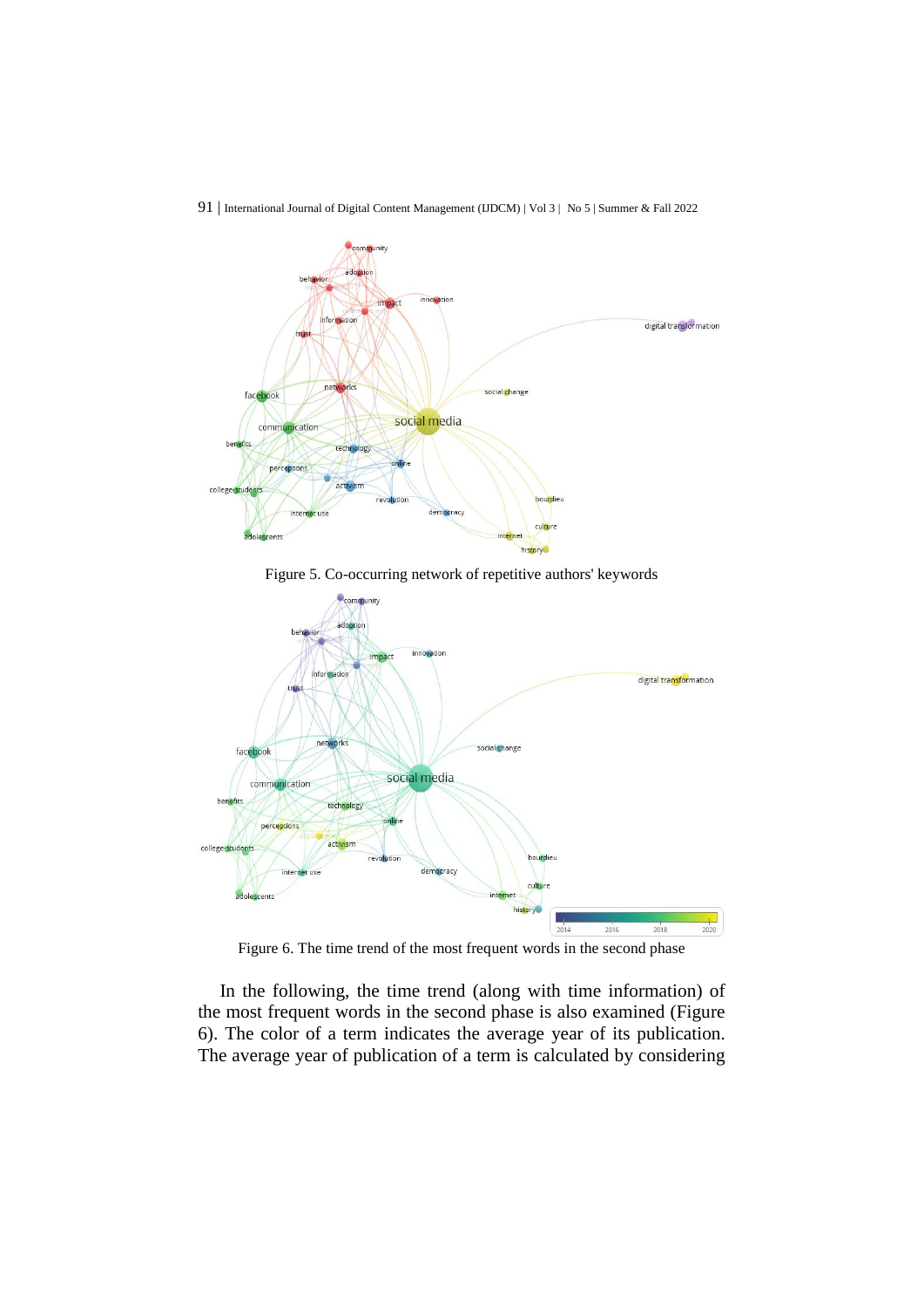Figure 5. Co-occurring network of repetitive authors' keywords

Figure 6. The time trend of the most frequent words in the second phase

In the following, the time trend (along with time information) of the most frequent words in the second phase is also examined (Figure 6). The color of a term indicates the average year of its publication. The average year of publication of a term is calculated by considering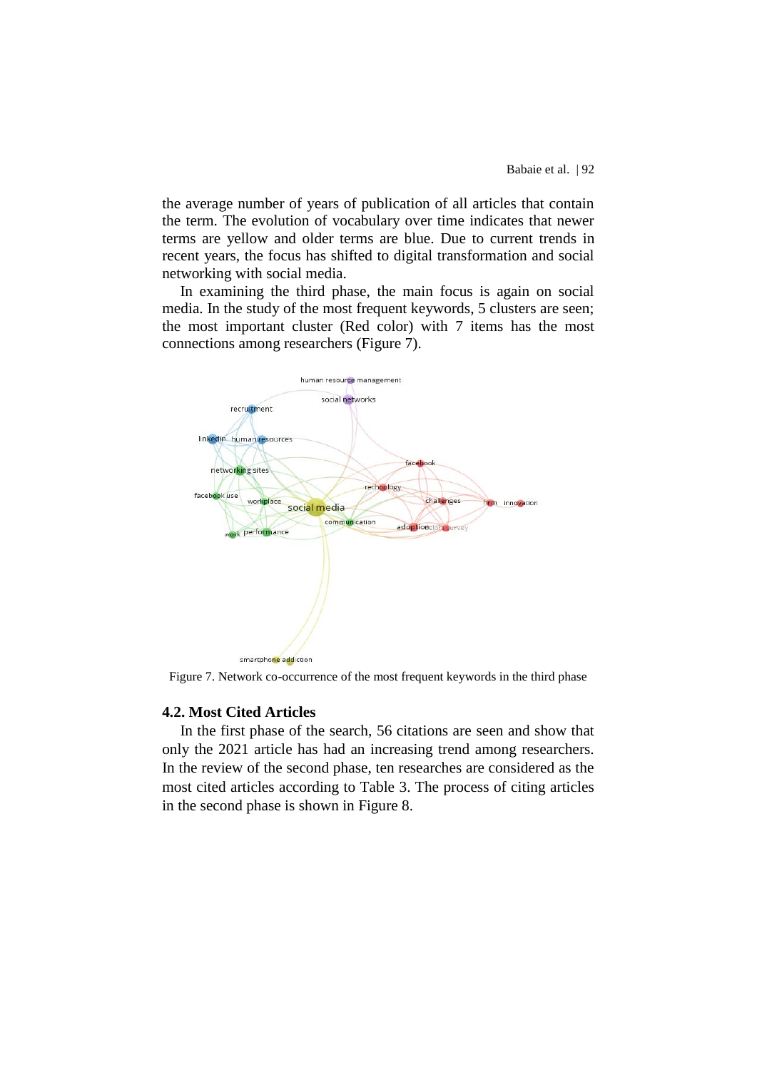the average number of years of publication of all articles that contain the term. The evolution of vocabulary over time indicates that newer terms are yellow and older terms are blue. Due to current trends in recent years, the focus has shifted to digital transformation and social networking with social media.

In examining the third phase, the main focus is again on social media. In the study of the most frequent keywords, 5 clusters are seen; the most important cluster (Red color) with 7 items has the most connections among researchers (Figure 7).

Figure 7. Network co-occurrence of the most frequent keywords in the third phase

### 4.2. Most Cited Articles

In the first phase of the search, 56 citations are seen and show that only the 2021 article has had an increasing trend among researchers. In the review of the second phase, ten researches are considered as the most cited articles according to Table 3. The process of citing articles in the second phase is shown in Figure 8.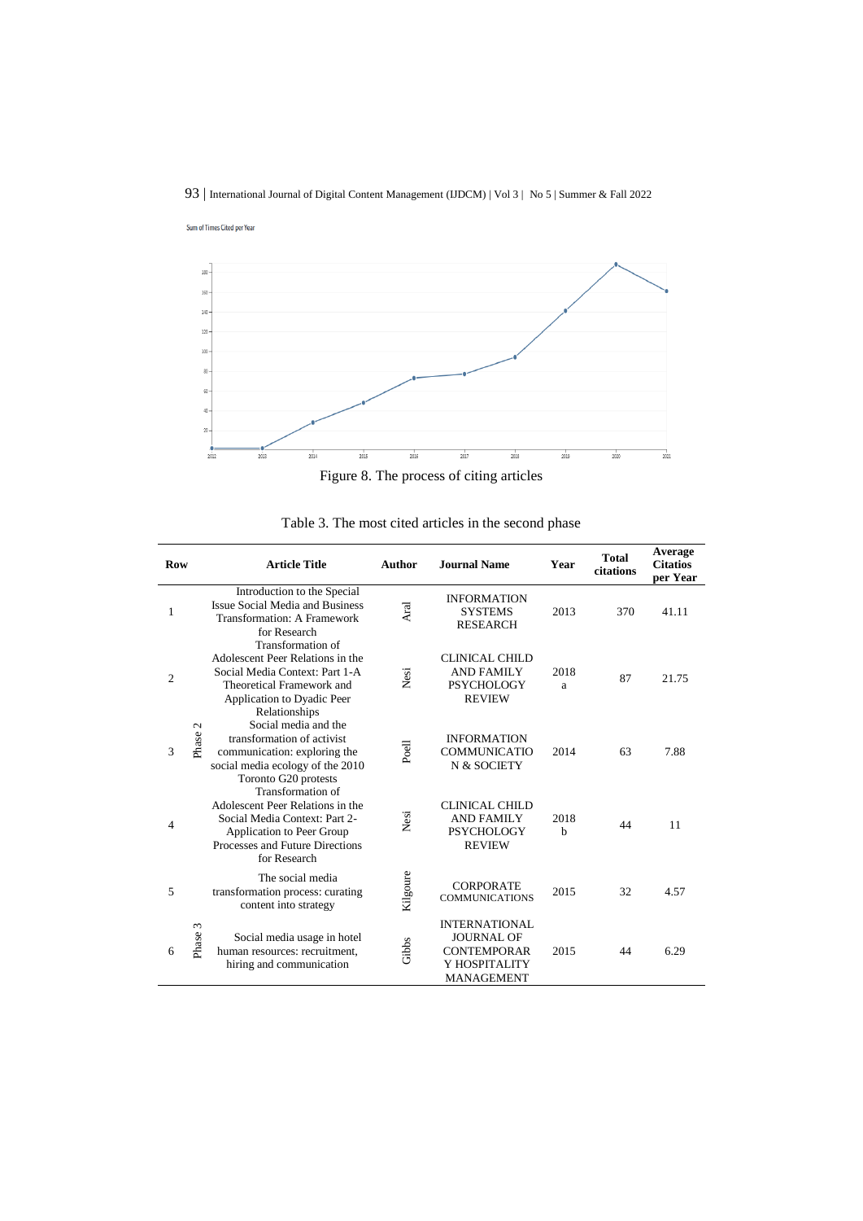Sum of Times Cited per Year

Figure 8. The process of citing articles

Table 3. The most cited articles in the second phase

| Row | | Article Title | Author | Journal Name | Year | Total citations | Average Citatios per Year |
|---|---|---|---|---|---|---|---|
| 1 | Phase 2 | Introduction to the Special Issue Social Media and Business Transformation: A Framework for Research | Aral | INFORMATION SYSTEMS RESEARCH | 2013 | 370 | 41.11 |
| 2 | Phase 2 | Transformation of Adolescent Peer Relations in the Social Media Context: Part 1-A Theoretical Framework and Application to Dyadic Peer Relationships | Nesi | CLINICAL CHILD AND FAMILY PSYCHOLOGY REVIEW | 2018 a | 87 | 21.75 |
| 3 | Phase 2 | Social media and the transformation of activist communication: exploring the social media ecology of the 2010 Toronto G20 protests | Poell | INFORMATION COMMUNICATION & SOCIETY | 2014 | 63 | 7.88 |
| 4 | Phase 2 | Transformation of Adolescent Peer Relations in the Social Media Context: Part 2-Application to Peer Group Processes and Future Directions for Research | Nesi | CLINICAL CHILD AND FAMILY PSYCHOLOGY REVIEW | 2018 b | 44 | 11 |
| 5 | Phase 2 | The social media transformation process: curating content into strategy | Kilgoure | CORPORATE COMMUNICATIONS | 2015 | 32 | 4.57 |
| 6 | Phase 3 | Social media usage in hotel human resources: recruitment, hiring and communication | Gibbs | INTERNATIONAL JOURNAL OF CONTEMPORARY HOSPITALITY MANAGEMENT | 2015 | 44 | 6.29 |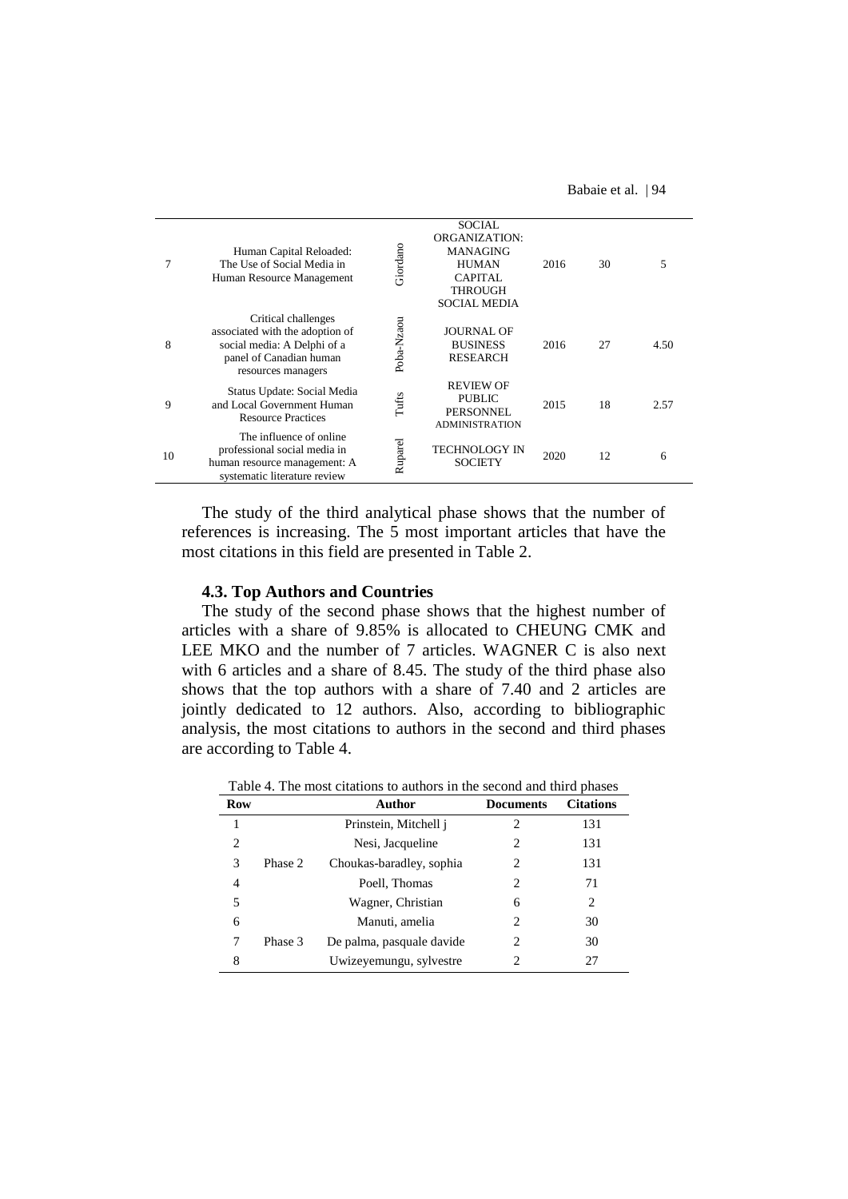| 7 | Human Capital Reloaded: The Use of Social Media in Human Resource Management | Giordano | SOCIAL ORGANIZATION: MANAGING HUMAN CAPITAL THROUGH SOCIAL MEDIA | 2016 | 30 | 5 |
|---|---|---|---|---|---|---|
| 8 | Critical challenges associated with the adoption of social media: A Delphi of a panel of Canadian human resources managers | Poba-Nzaou | JOURNAL OF BUSINESS RESEARCH | 2016 | 27 | 4.50 |
| 9 | Status Update: Social Media and Local Government Human Resource Practices | Tufts | REVIEW OF PUBLIC PERSONNEL ADMINISTRATION | 2015 | 18 | 2.57 |
| 10 | The influence of online professional social media in human resource management: A systematic literature review | Ruparel | TECHNOLOGY IN SOCIETY | 2020 | 12 | 6 |

The study of the third analytical phase shows that the number of references is increasing. The 5 most important articles that have the most citations in this field are presented in Table 2.

### 4.3. Top Authors and Countries

The study of the second phase shows that the highest number of articles with a share of 9.85% is allocated to CHEUNG CMK and LEE MKO and the number of 7 articles. WAGNER C is also next with 6 articles and a share of 8.45. The study of the third phase also shows that the top authors with a share of 7.40 and 2 articles are jointly dedicated to 12 authors. Also, according to bibliographic analysis, the most citations to authors in the second and third phases are according to Table 4.

Table 4. The most citations to authors in the second and third phases

| Row | | Author | Documents | Citations |
|---|---|---|---|---|
| 1 | Phase 2 | Prinstein, Mitchell j | 2 | 131 |
| 2 | | Nesi, Jacqueline | 2 | 131 |
| 3 | | Choukas-baradley, sophia | 2 | 131 |
| 4 | | Poell, Thomas | 2 | 71 |
| 5 | | Wagner, Christian | 6 | 2 |
| 6 | Phase 3 | Manuti, amelia | 2 | 30 |
| 7 | | De palma, pasquale davide | 2 | 30 |
| 8 | | Uwizeyemungu, sylvestre | 2 | 27 |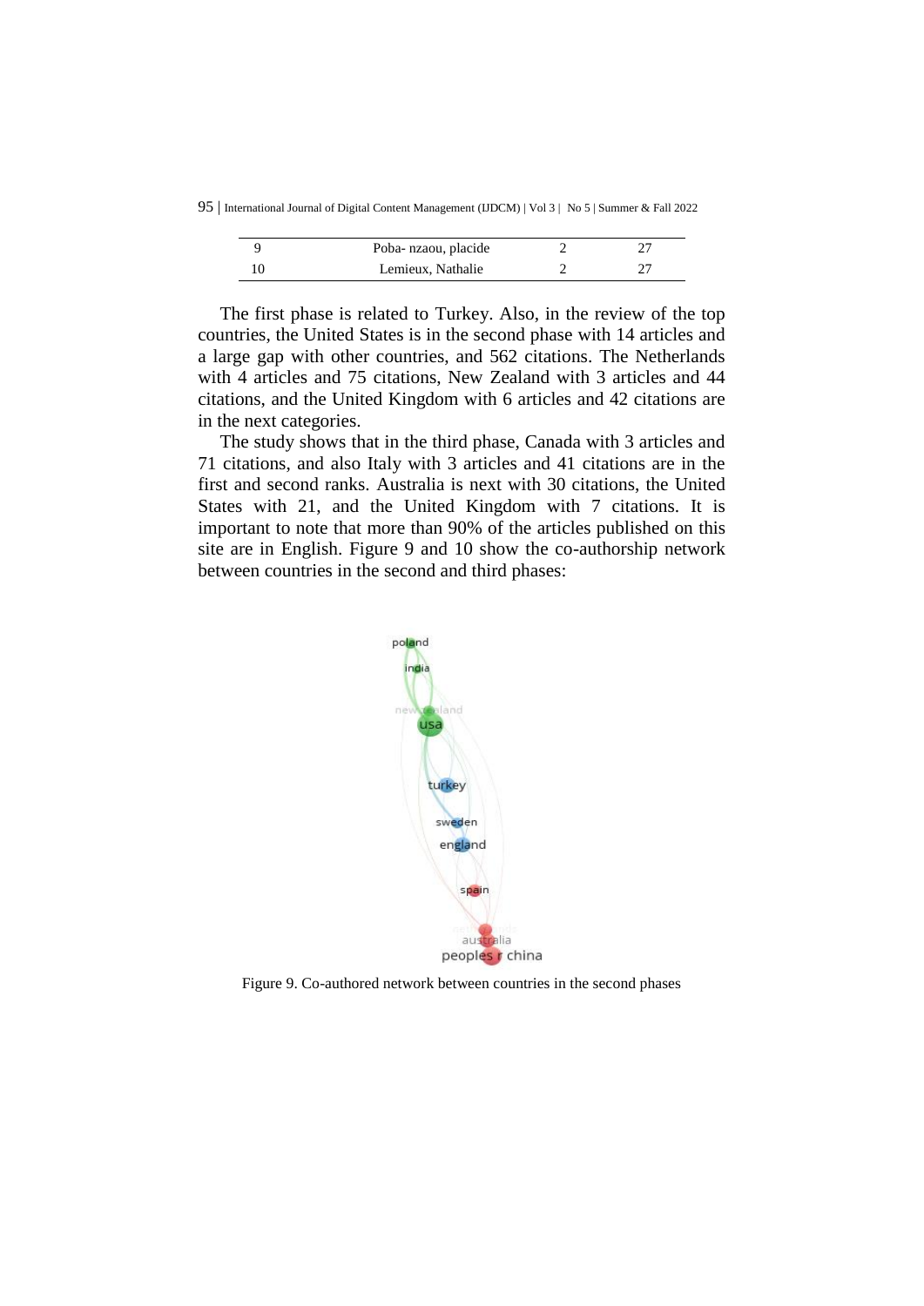| 9 | Poba- nzaou, placide | 2 | 27 |
| --- | --- | --- | --- |
| 10 | Lemieux, Nathalie | 2 | 27 |

The first phase is related to Turkey. Also, in the review of the top countries, the United States is in the second phase with 14 articles and a large gap with other countries, and 562 citations. The Netherlands with 4 articles and 75 citations, New Zealand with 3 articles and 44 citations, and the United Kingdom with 6 articles and 42 citations are in the next categories.

The study shows that in the third phase, Canada with 3 articles and 71 citations, and also Italy with 3 articles and 41 citations are in the first and second ranks. Australia is next with 30 citations, the United States with 21, and the United Kingdom with 7 citations. It is important to note that more than 90% of the articles published on this site are in English. Figure 9 and 10 show the co-authorship network between countries in the second and third phases:

Figure 9. Co-authored network between countries in the second phases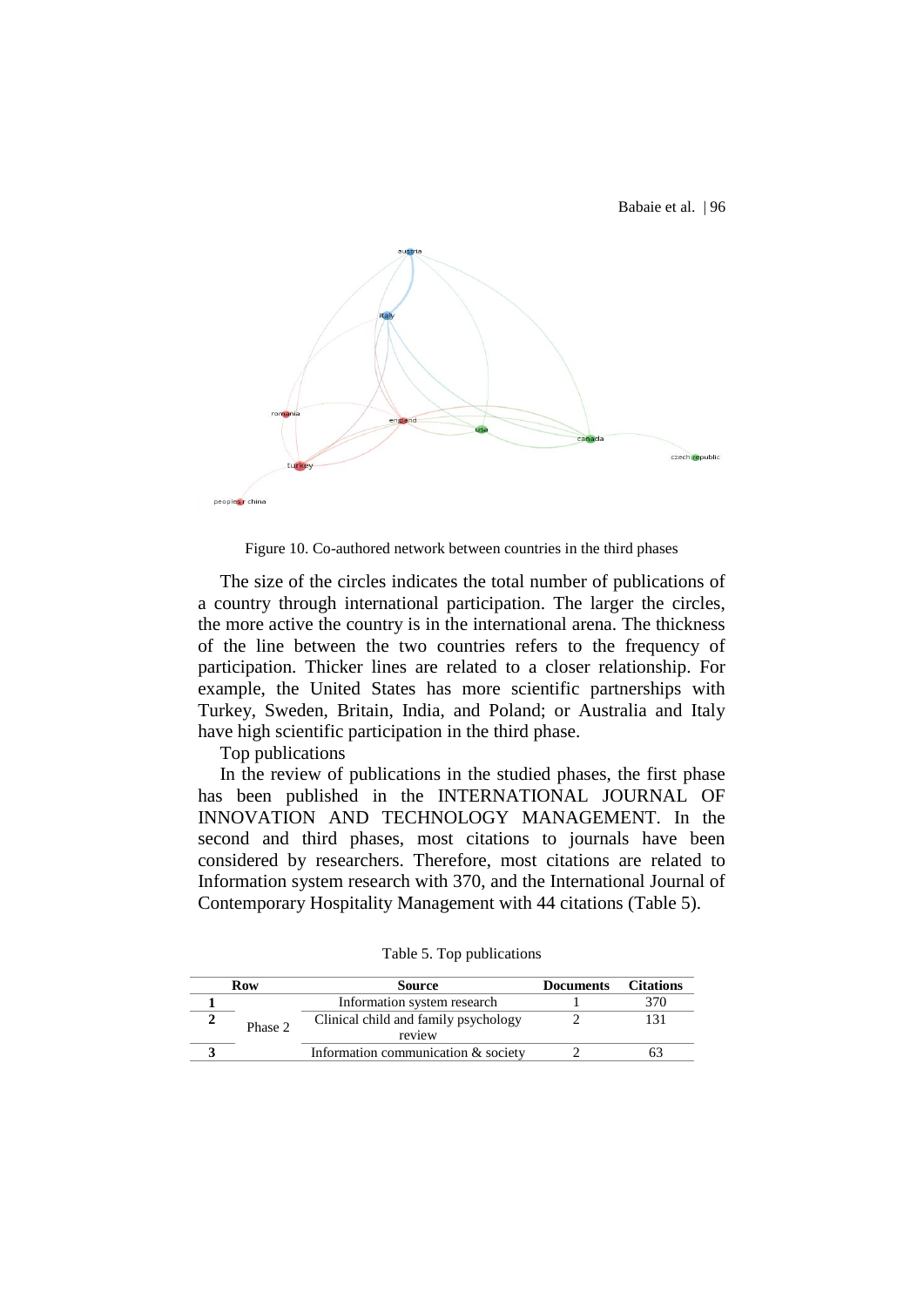Figure 10. Co-authored network between countries in the third phases

The size of the circles indicates the total number of publications of a country through international participation. The larger the circles, the more active the country is in the international arena. The thickness of the line between the two countries refers to the frequency of participation. Thicker lines are related to a closer relationship. For example, the United States has more scientific partnerships with Turkey, Sweden, Britain, India, and Poland; or Australia and Italy have high scientific participation in the third phase.

Top publications

In the review of publications in the studied phases, the first phase has been published in the INTERNATIONAL JOURNAL OF INNOVATION AND TECHNOLOGY MANAGEMENT. In the second and third phases, most citations to journals have been considered by researchers. Therefore, most citations are related to Information system research with 370, and the International Journal of Contemporary Hospitality Management with 44 citations (Table 5).

Table 5. Top publications

| Row | | Source | Documents | Citations |
|---|---|---|---|---|
| **1** | Phase 2 | Information system research | 1 | 370 |
| **2** | | Clinical child and family psychology review | 2 | 131 |
| **3** | | Information communication & society | 2 | 63 |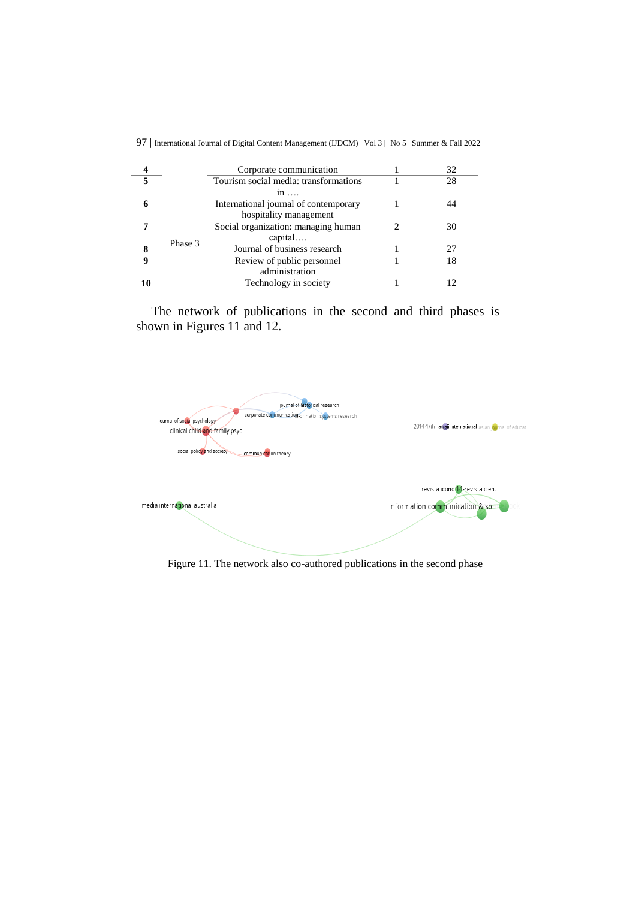| | | | | |
|---|---|---|---|---|
| **4** | Phase 3 | Corporate communication | 1 | 32 |
| **5** | | Tourism social media: transformations in …. | 1 | 28 |
| **6** | | International journal of contemporary hospitality management | 1 | 44 |
| **7** | | Social organization: managing human capital…. | 2 | 30 |
| **8** | | Journal of business research | 1 | 27 |
| **9** | | Review of public personnel administration | 1 | 18 |
| **10** | | Technology in society | 1 | 12 |

The network of publications in the second and third phases is shown in Figures 11 and 12.

Figure 11. The network also co-authored publications in the second phase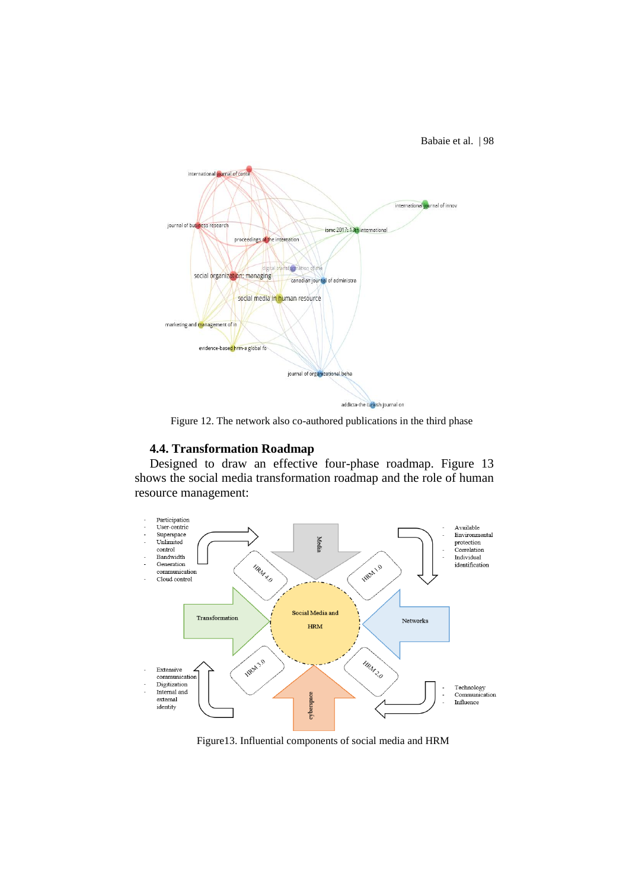Figure 12. The network also co-authored publications in the third phase

### 4.4. Transformation Roadmap

Designed to draw an effective four-phase roadmap. Figure 13 shows the social media transformation roadmap and the role of human resource management:

Figure13. Influential components of social media and HRM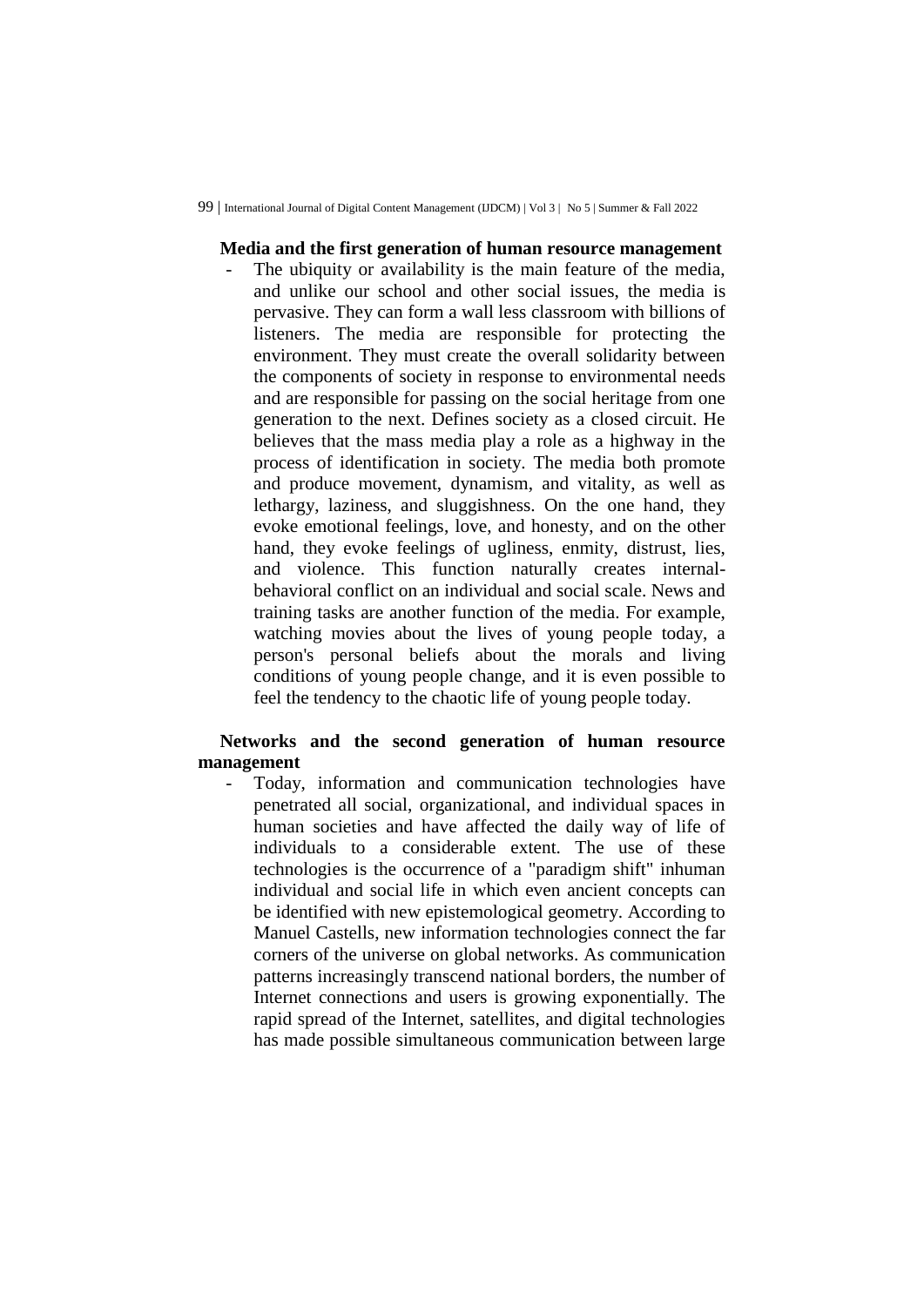**Media and the first generation of human resource management**

- The ubiquity or availability is the main feature of the media, and unlike our school and other social issues, the media is pervasive. They can form a wall less classroom with billions of listeners. The media are responsible for protecting the environment. They must create the overall solidarity between the components of society in response to environmental needs and are responsible for passing on the social heritage from one generation to the next. Defines society as a closed circuit. He believes that the mass media play a role as a highway in the process of identification in society. The media both promote and produce movement, dynamism, and vitality, as well as lethargy, laziness, and sluggishness. On the one hand, they evoke emotional feelings, love, and honesty, and on the other hand, they evoke feelings of ugliness, enmity, distrust, lies, and violence. This function naturally creates internal-behavioral conflict on an individual and social scale. News and training tasks are another function of the media. For example, watching movies about the lives of young people today, a person's personal beliefs about the morals and living conditions of young people change, and it is even possible to feel the tendency to the chaotic life of young people today.

**Networks and the second generation of human resource management**

- Today, information and communication technologies have penetrated all social, organizational, and individual spaces in human societies and have affected the daily way of life of individuals to a considerable extent. The use of these technologies is the occurrence of a "paradigm shift" inhuman individual and social life in which even ancient concepts can be identified with new epistemological geometry. According to Manuel Castells, new information technologies connect the far corners of the universe on global networks. As communication patterns increasingly transcend national borders, the number of Internet connections and users is growing exponentially. The rapid spread of the Internet, satellites, and digital technologies has made possible simultaneous communication between large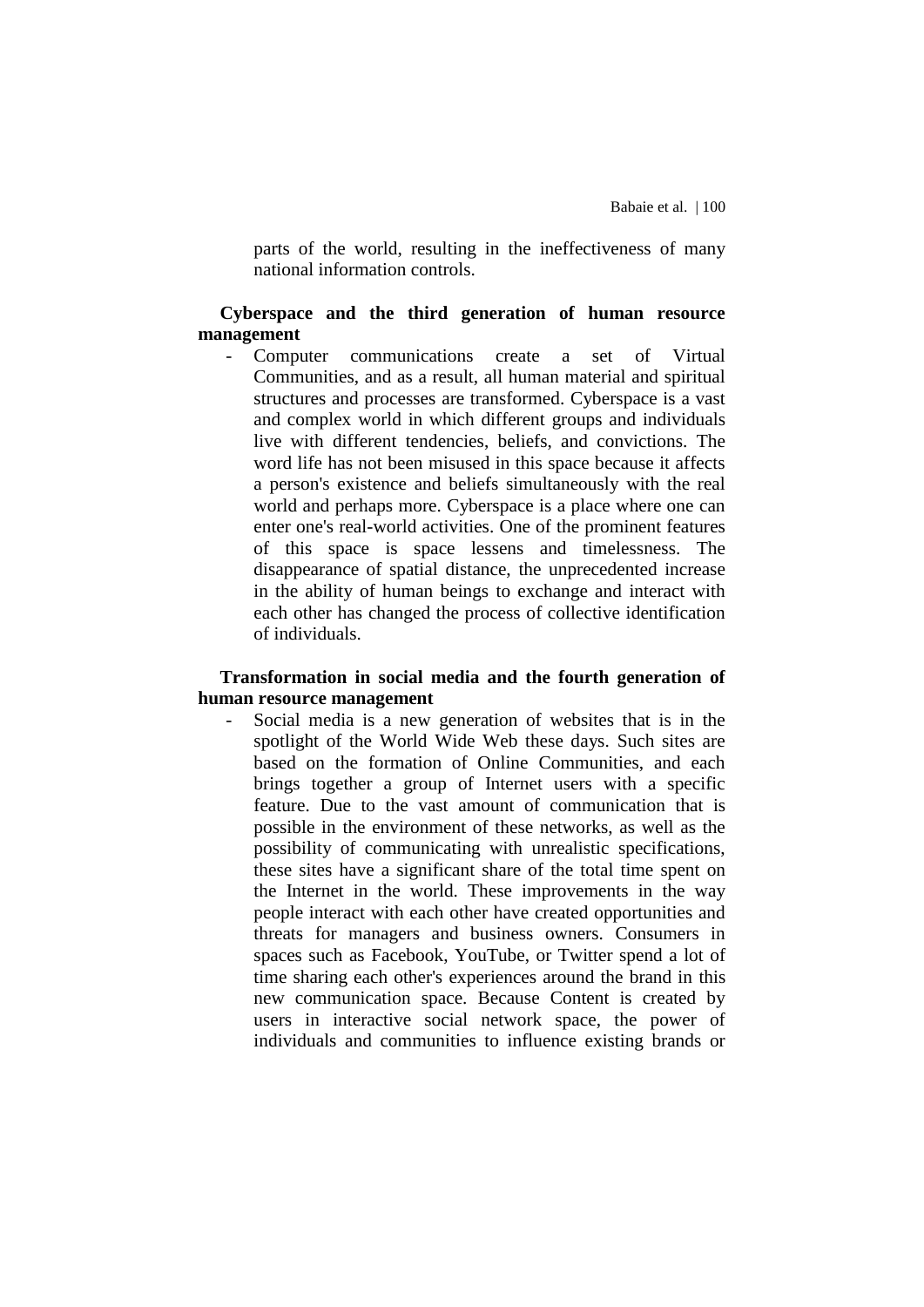parts of the world, resulting in the ineffectiveness of many national information controls.

**Cyberspace and the third generation of human resource management**

- Computer communications create a set of Virtual Communities, and as a result, all human material and spiritual structures and processes are transformed. Cyberspace is a vast and complex world in which different groups and individuals live with different tendencies, beliefs, and convictions. The word life has not been misused in this space because it affects a person's existence and beliefs simultaneously with the real world and perhaps more. Cyberspace is a place where one can enter one's real-world activities. One of the prominent features of this space is space lessens and timelessness. The disappearance of spatial distance, the unprecedented increase in the ability of human beings to exchange and interact with each other has changed the process of collective identification of individuals.

**Transformation in social media and the fourth generation of human resource management**

- Social media is a new generation of websites that is in the spotlight of the World Wide Web these days. Such sites are based on the formation of Online Communities, and each brings together a group of Internet users with a specific feature. Due to the vast amount of communication that is possible in the environment of these networks, as well as the possibility of communicating with unrealistic specifications, these sites have a significant share of the total time spent on the Internet in the world. These improvements in the way people interact with each other have created opportunities and threats for managers and business owners. Consumers in spaces such as Facebook, YouTube, or Twitter spend a lot of time sharing each other's experiences around the brand in this new communication space. Because Content is created by users in interactive social network space, the power of individuals and communities to influence existing brands or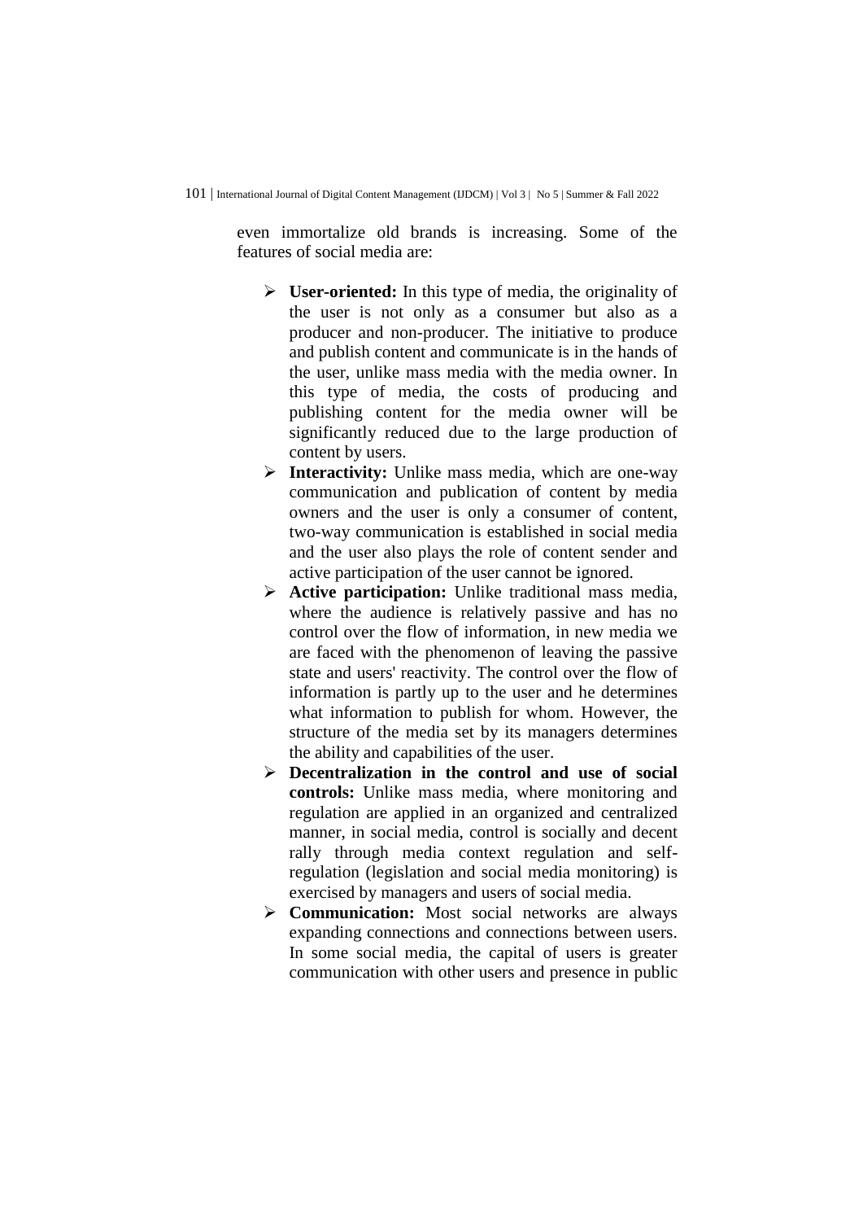even immortalize old brands is increasing. Some of the features of social media are:

- **User-oriented:** In this type of media, the originality of the user is not only as a consumer but also as a producer and non-producer. The initiative to produce and publish content and communicate is in the hands of the user, unlike mass media with the media owner. In this type of media, the costs of producing and publishing content for the media owner will be significantly reduced due to the large production of content by users.
- **Interactivity:** Unlike mass media, which are one-way communication and publication of content by media owners and the user is only a consumer of content, two-way communication is established in social media and the user also plays the role of content sender and active participation of the user cannot be ignored.
- **Active participation:** Unlike traditional mass media, where the audience is relatively passive and has no control over the flow of information, in new media we are faced with the phenomenon of leaving the passive state and users' reactivity. The control over the flow of information is partly up to the user and he determines what information to publish for whom. However, the structure of the media set by its managers determines the ability and capabilities of the user.
- **Decentralization in the control and use of social controls:** Unlike mass media, where monitoring and regulation are applied in an organized and centralized manner, in social media, control is socially and decent rally through media context regulation and self-regulation (legislation and social media monitoring) is exercised by managers and users of social media.
- **Communication:** Most social networks are always expanding connections and connections between users. In some social media, the capital of users is greater communication with other users and presence in public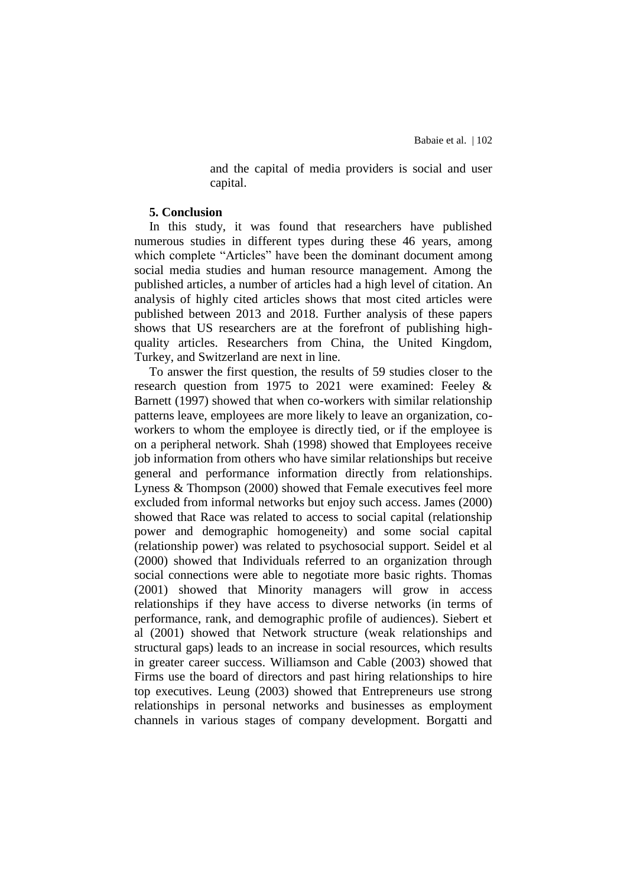and the capital of media providers is social and user capital.

**5. Conclusion**

In this study, it was found that researchers have published numerous studies in different types during these 46 years, among which complete "Articles" have been the dominant document among social media studies and human resource management. Among the published articles, a number of articles had a high level of citation. An analysis of highly cited articles shows that most cited articles were published between 2013 and 2018. Further analysis of these papers shows that US researchers are at the forefront of publishing high-quality articles. Researchers from China, the United Kingdom, Turkey, and Switzerland are next in line.

To answer the first question, the results of 59 studies closer to the research question from 1975 to 2021 were examined: Feeley & Barnett (1997) showed that when co-workers with similar relationship patterns leave, employees are more likely to leave an organization, co-workers to whom the employee is directly tied, or if the employee is on a peripheral network. Shah (1998) showed that Employees receive job information from others who have similar relationships but receive general and performance information directly from relationships. Lyness & Thompson (2000) showed that Female executives feel more excluded from informal networks but enjoy such access. James (2000) showed that Race was related to access to social capital (relationship power and demographic homogeneity) and some social capital (relationship power) was related to psychosocial support. Seidel et al (2000) showed that Individuals referred to an organization through social connections were able to negotiate more basic rights. Thomas (2001) showed that Minority managers will grow in access relationships if they have access to diverse networks (in terms of performance, rank, and demographic profile of audiences). Siebert et al (2001) showed that Network structure (weak relationships and structural gaps) leads to an increase in social resources, which results in greater career success. Williamson and Cable (2003) showed that Firms use the board of directors and past hiring relationships to hire top executives. Leung (2003) showed that Entrepreneurs use strong relationships in personal networks and businesses as employment channels in various stages of company development. Borgatti and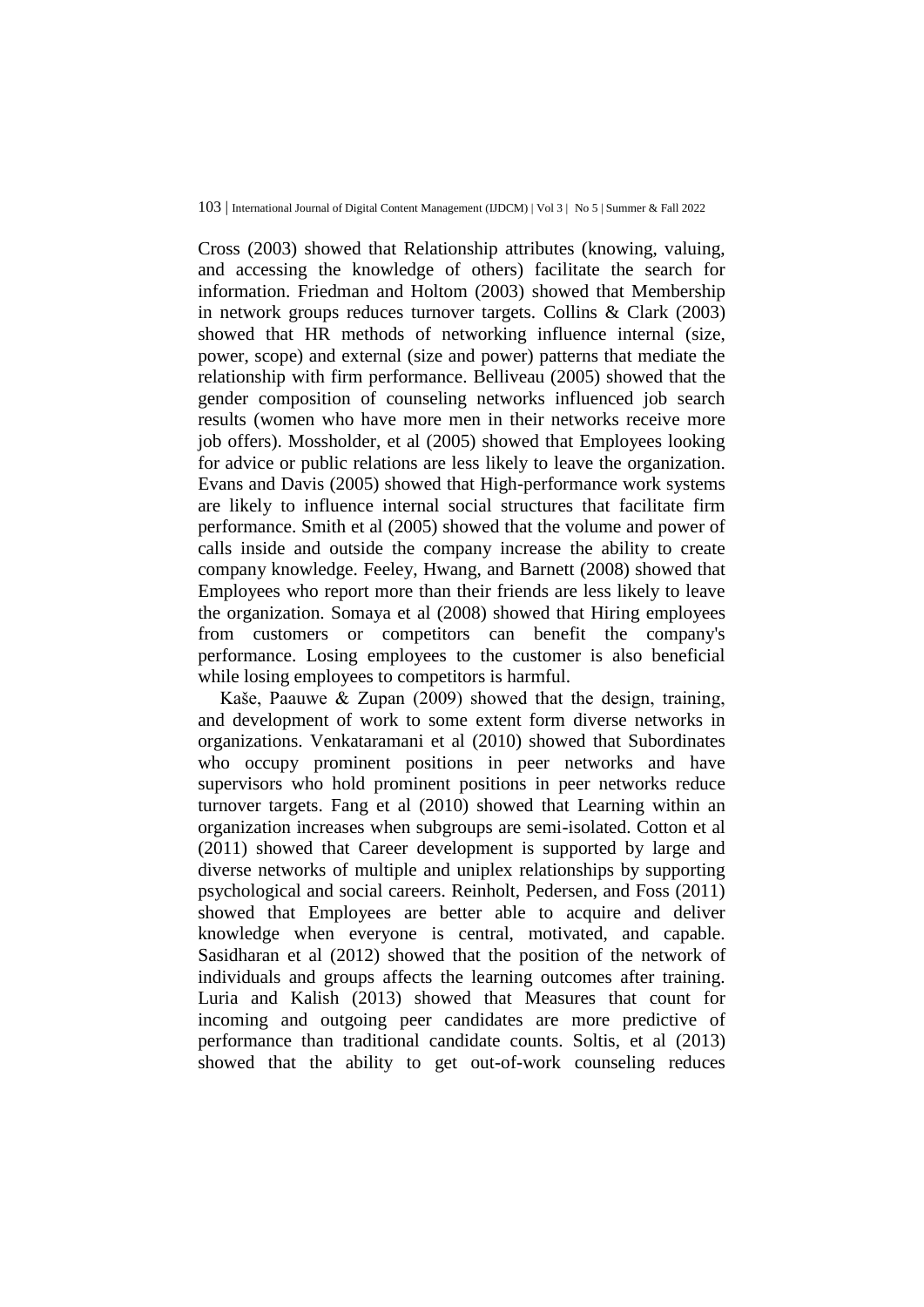Cross (2003) showed that Relationship attributes (knowing, valuing, and accessing the knowledge of others) facilitate the search for information. Friedman and Holtom (2003) showed that Membership in network groups reduces turnover targets. Collins & Clark (2003) showed that HR methods of networking influence internal (size, power, scope) and external (size and power) patterns that mediate the relationship with firm performance. Belliveau (2005) showed that the gender composition of counseling networks influenced job search results (women who have more men in their networks receive more job offers). Mossholder, et al (2005) showed that Employees looking for advice or public relations are less likely to leave the organization. Evans and Davis (2005) showed that High-performance work systems are likely to influence internal social structures that facilitate firm performance. Smith et al (2005) showed that the volume and power of calls inside and outside the company increase the ability to create company knowledge. Feeley, Hwang, and Barnett (2008) showed that Employees who report more than their friends are less likely to leave the organization. Somaya et al (2008) showed that Hiring employees from customers or competitors can benefit the company's performance. Losing employees to the customer is also beneficial while losing employees to competitors is harmful.

Kaše, Paauwe & Zupan (2009) showed that the design, training, and development of work to some extent form diverse networks in organizations. Venkataramani et al (2010) showed that Subordinates who occupy prominent positions in peer networks and have supervisors who hold prominent positions in peer networks reduce turnover targets. Fang et al (2010) showed that Learning within an organization increases when subgroups are semi-isolated. Cotton et al (2011) showed that Career development is supported by large and diverse networks of multiple and uniplex relationships by supporting psychological and social careers. Reinholt, Pedersen, and Foss (2011) showed that Employees are better able to acquire and deliver knowledge when everyone is central, motivated, and capable. Sasidharan et al (2012) showed that the position of the network of individuals and groups affects the learning outcomes after training. Luria and Kalish (2013) showed that Measures that count for incoming and outgoing peer candidates are more predictive of performance than traditional candidate counts. Soltis, et al (2013) showed that the ability to get out-of-work counseling reduces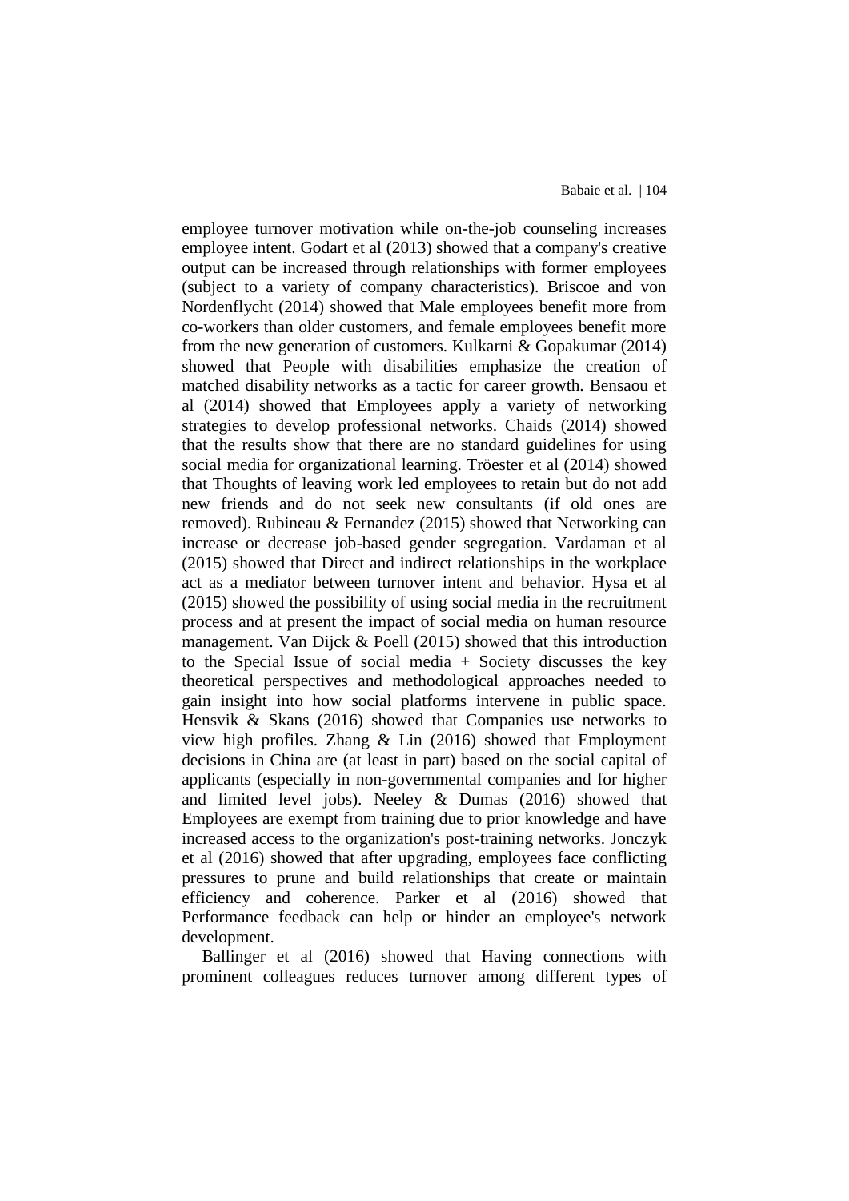employee turnover motivation while on-the-job counseling increases employee intent. Godart et al (2013) showed that a company's creative output can be increased through relationships with former employees (subject to a variety of company characteristics). Briscoe and von Nordenflycht (2014) showed that Male employees benefit more from co-workers than older customers, and female employees benefit more from the new generation of customers. Kulkarni & Gopakumar (2014) showed that People with disabilities emphasize the creation of matched disability networks as a tactic for career growth. Bensaou et al (2014) showed that Employees apply a variety of networking strategies to develop professional networks. Chaids (2014) showed that the results show that there are no standard guidelines for using social media for organizational learning. Tröester et al (2014) showed that Thoughts of leaving work led employees to retain but do not add new friends and do not seek new consultants (if old ones are removed). Rubineau & Fernandez (2015) showed that Networking can increase or decrease job-based gender segregation. Vardaman et al (2015) showed that Direct and indirect relationships in the workplace act as a mediator between turnover intent and behavior. Hysa et al (2015) showed the possibility of using social media in the recruitment process and at present the impact of social media on human resource management. Van Dijck & Poell (2015) showed that this introduction to the Special Issue of social media + Society discusses the key theoretical perspectives and methodological approaches needed to gain insight into how social platforms intervene in public space. Hensvik & Skans (2016) showed that Companies use networks to view high profiles. Zhang & Lin (2016) showed that Employment decisions in China are (at least in part) based on the social capital of applicants (especially in non-governmental companies and for higher and limited level jobs). Neeley & Dumas (2016) showed that Employees are exempt from training due to prior knowledge and have increased access to the organization's post-training networks. Jonczyk et al (2016) showed that after upgrading, employees face conflicting pressures to prune and build relationships that create or maintain efficiency and coherence. Parker et al (2016) showed that Performance feedback can help or hinder an employee's network development.

Ballinger et al (2016) showed that Having connections with prominent colleagues reduces turnover among different types of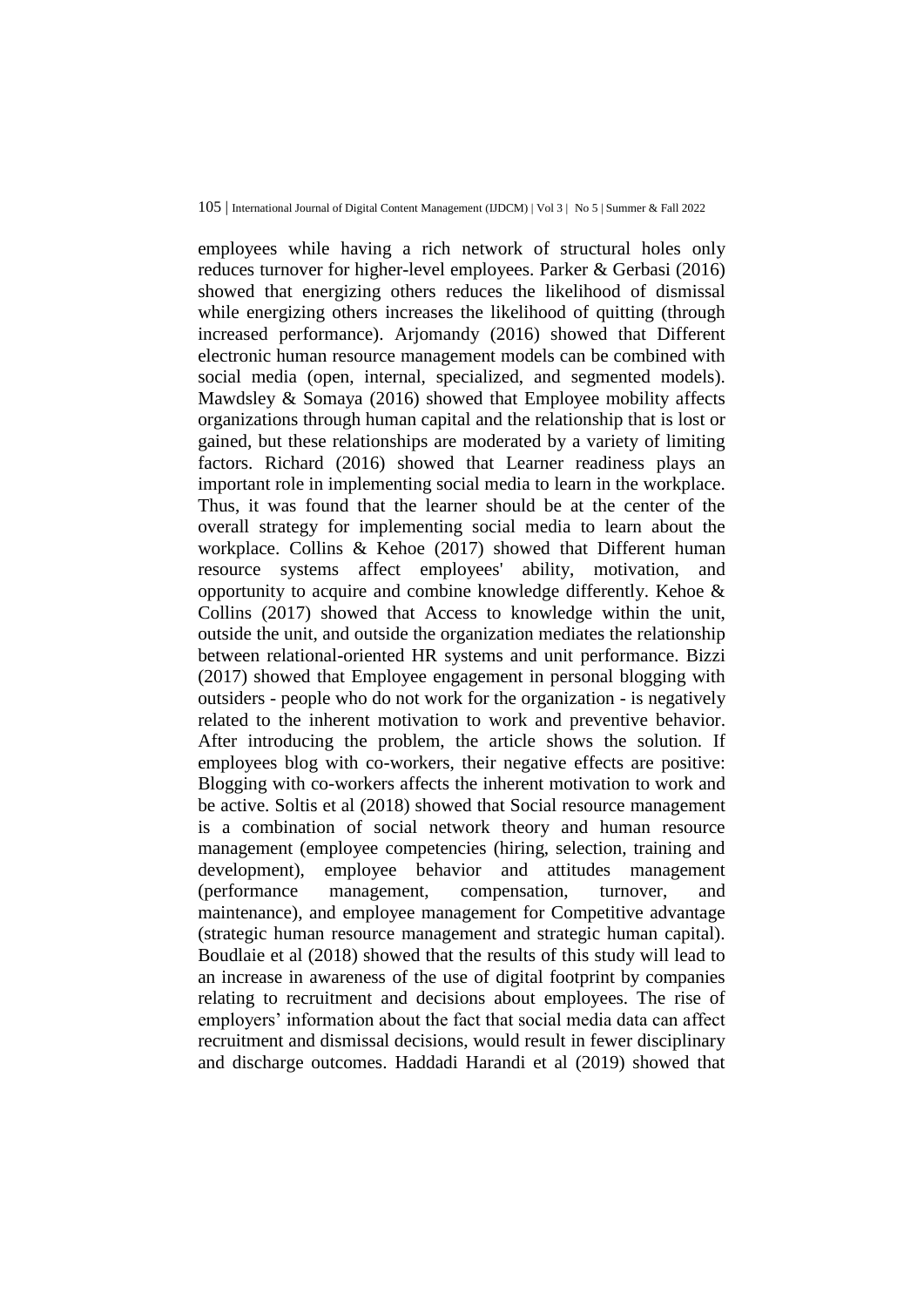employees while having a rich network of structural holes only reduces turnover for higher-level employees. Parker & Gerbasi (2016) showed that energizing others reduces the likelihood of dismissal while energizing others increases the likelihood of quitting (through increased performance). Arjomandy (2016) showed that Different electronic human resource management models can be combined with social media (open, internal, specialized, and segmented models). Mawdsley & Somaya (2016) showed that Employee mobility affects organizations through human capital and the relationship that is lost or gained, but these relationships are moderated by a variety of limiting factors. Richard (2016) showed that Learner readiness plays an important role in implementing social media to learn in the workplace. Thus, it was found that the learner should be at the center of the overall strategy for implementing social media to learn about the workplace. Collins & Kehoe (2017) showed that Different human resource systems affect employees' ability, motivation, and opportunity to acquire and combine knowledge differently. Kehoe & Collins (2017) showed that Access to knowledge within the unit, outside the unit, and outside the organization mediates the relationship between relational-oriented HR systems and unit performance. Bizzi (2017) showed that Employee engagement in personal blogging with outsiders - people who do not work for the organization - is negatively related to the inherent motivation to work and preventive behavior. After introducing the problem, the article shows the solution. If employees blog with co-workers, their negative effects are positive: Blogging with co-workers affects the inherent motivation to work and be active. Soltis et al (2018) showed that Social resource management is a combination of social network theory and human resource management (employee competencies (hiring, selection, training and development), employee behavior and attitudes management (performance management, compensation, turnover, and maintenance), and employee management for Competitive advantage (strategic human resource management and strategic human capital). Boudlaie et al (2018) showed that the results of this study will lead to an increase in awareness of the use of digital footprint by companies relating to recruitment and decisions about employees. The rise of employers' information about the fact that social media data can affect recruitment and dismissal decisions, would result in fewer disciplinary and discharge outcomes. Haddadi Harandi et al (2019) showed that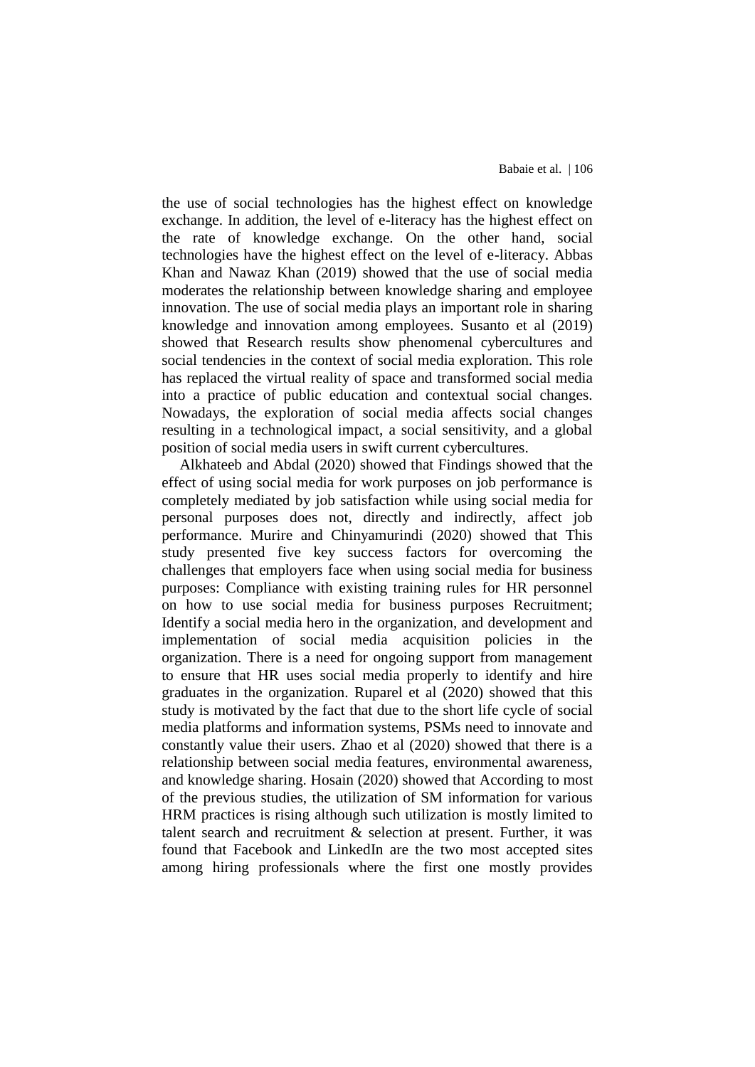the use of social technologies has the highest effect on knowledge exchange. In addition, the level of e-literacy has the highest effect on the rate of knowledge exchange. On the other hand, social technologies have the highest effect on the level of e-literacy. Abbas Khan and Nawaz Khan (2019) showed that the use of social media moderates the relationship between knowledge sharing and employee innovation. The use of social media plays an important role in sharing knowledge and innovation among employees. Susanto et al (2019) showed that Research results show phenomenal cybercultures and social tendencies in the context of social media exploration. This role has replaced the virtual reality of space and transformed social media into a practice of public education and contextual social changes. Nowadays, the exploration of social media affects social changes resulting in a technological impact, a social sensitivity, and a global position of social media users in swift current cybercultures.

Alkhateeb and Abdal (2020) showed that Findings showed that the effect of using social media for work purposes on job performance is completely mediated by job satisfaction while using social media for personal purposes does not, directly and indirectly, affect job performance. Murire and Chinyamurindi (2020) showed that This study presented five key success factors for overcoming the challenges that employers face when using social media for business purposes: Compliance with existing training rules for HR personnel on how to use social media for business purposes Recruitment; Identify a social media hero in the organization, and development and implementation of social media acquisition policies in the organization. There is a need for ongoing support from management to ensure that HR uses social media properly to identify and hire graduates in the organization. Ruparel et al (2020) showed that this study is motivated by the fact that due to the short life cycle of social media platforms and information systems, PSMs need to innovate and constantly value their users. Zhao et al (2020) showed that there is a relationship between social media features, environmental awareness, and knowledge sharing. Hosain (2020) showed that According to most of the previous studies, the utilization of SM information for various HRM practices is rising although such utilization is mostly limited to talent search and recruitment & selection at present. Further, it was found that Facebook and LinkedIn are the two most accepted sites among hiring professionals where the first one mostly provides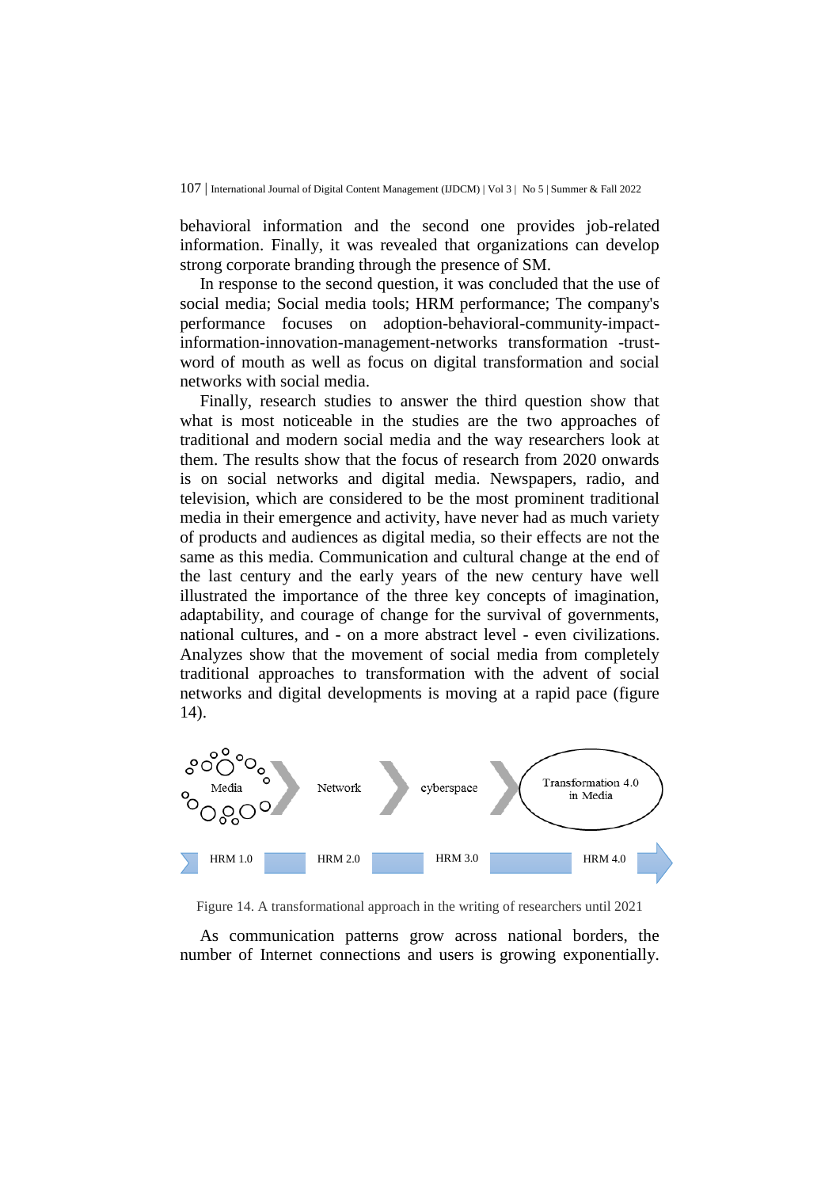behavioral information and the second one provides job-related information. Finally, it was revealed that organizations can develop strong corporate branding through the presence of SM.

In response to the second question, it was concluded that the use of social media; Social media tools; HRM performance; The company's performance focuses on adoption-behavioral-community-impact-information-innovation-management-networks transformation -trust-word of mouth as well as focus on digital transformation and social networks with social media.

Finally, research studies to answer the third question show that what is most noticeable in the studies are the two approaches of traditional and modern social media and the way researchers look at them. The results show that the focus of research from 2020 onwards is on social networks and digital media. Newspapers, radio, and television, which are considered to be the most prominent traditional media in their emergence and activity, have never had as much variety of products and audiences as digital media, so their effects are not the same as this media. Communication and cultural change at the end of the last century and the early years of the new century have well illustrated the importance of the three key concepts of imagination, adaptability, and courage of change for the survival of governments, national cultures, and - on a more abstract level - even civilizations. Analyzes show that the movement of social media from completely traditional approaches to transformation with the advent of social networks and digital developments is moving at a rapid pace (figure 14).

Media → Network → cyberspace → Transformation 4.0 in Media

HRM 1.0 → HRM 2.0 → HRM 3.0 → HRM 4.0

Figure 14. A transformational approach in the writing of researchers until 2021

As communication patterns grow across national borders, the number of Internet connections and users is growing exponentially.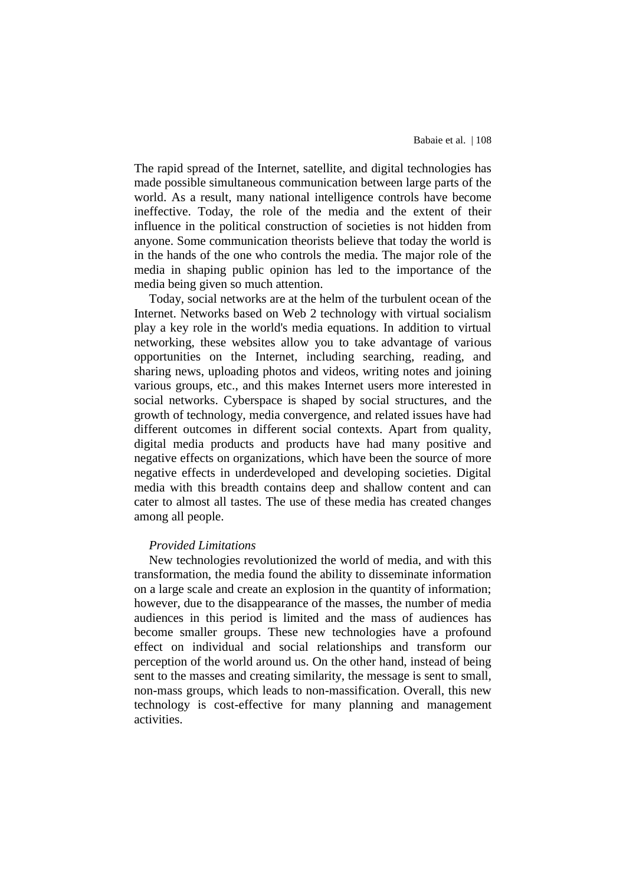The rapid spread of the Internet, satellite, and digital technologies has made possible simultaneous communication between large parts of the world. As a result, many national intelligence controls have become ineffective. Today, the role of the media and the extent of their influence in the political construction of societies is not hidden from anyone. Some communication theorists believe that today the world is in the hands of the one who controls the media. The major role of the media in shaping public opinion has led to the importance of the media being given so much attention.

Today, social networks are at the helm of the turbulent ocean of the Internet. Networks based on Web 2 technology with virtual socialism play a key role in the world's media equations. In addition to virtual networking, these websites allow you to take advantage of various opportunities on the Internet, including searching, reading, and sharing news, uploading photos and videos, writing notes and joining various groups, etc., and this makes Internet users more interested in social networks. Cyberspace is shaped by social structures, and the growth of technology, media convergence, and related issues have had different outcomes in different social contexts. Apart from quality, digital media products and products have had many positive and negative effects on organizations, which have been the source of more negative effects in underdeveloped and developing societies. Digital media with this breadth contains deep and shallow content and can cater to almost all tastes. The use of these media has created changes among all people.

*Provided Limitations*

New technologies revolutionized the world of media, and with this transformation, the media found the ability to disseminate information on a large scale and create an explosion in the quantity of information; however, due to the disappearance of the masses, the number of media audiences in this period is limited and the mass of audiences has become smaller groups. These new technologies have a profound effect on individual and social relationships and transform our perception of the world around us. On the other hand, instead of being sent to the masses and creating similarity, the message is sent to small, non-mass groups, which leads to non-massification. Overall, this new technology is cost-effective for many planning and management activities.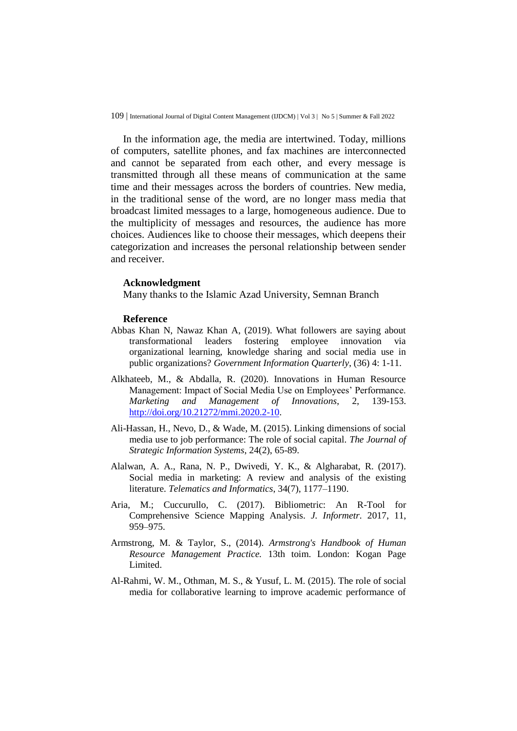In the information age, the media are intertwined. Today, millions of computers, satellite phones, and fax machines are interconnected and cannot be separated from each other, and every message is transmitted through all these means of communication at the same time and their messages across the borders of countries. New media, in the traditional sense of the word, are no longer mass media that broadcast limited messages to a large, homogeneous audience. Due to the multiplicity of messages and resources, the audience has more choices. Audiences like to choose their messages, which deepens their categorization and increases the personal relationship between sender and receiver.

## Acknowledgment

Many thanks to the Islamic Azad University, Semnan Branch

## Reference

Abbas Khan N, Nawaz Khan A, (2019). What followers are saying about transformational leaders fostering employee innovation via organizational learning, knowledge sharing and social media use in public organizations? *Government Information Quarterly*, (36) 4: 1-11.

Alkhateeb, M., & Abdalla, R. (2020). Innovations in Human Resource Management: Impact of Social Media Use on Employees' Performance. *Marketing and Management of Innovations*, 2, 139-153. http://doi.org/10.21272/mmi.2020.2-10.

Ali-Hassan, H., Nevo, D., & Wade, M. (2015). Linking dimensions of social media use to job performance: The role of social capital. *The Journal of Strategic Information Systems*, 24(2), 65-89.

Alalwan, A. A., Rana, N. P., Dwivedi, Y. K., & Algharabat, R. (2017). Social media in marketing: A review and analysis of the existing literature. *Telematics and Informatics*, 34(7), 1177–1190.

Aria, M.; Cuccurullo, C. (2017). Bibliometric: An R-Tool for Comprehensive Science Mapping Analysis. *J. Informetr*. 2017, 11, 959–975.

Armstrong, M. & Taylor, S., (2014). *Armstrong's Handbook of Human Resource Management Practice.* 13th toim. London: Kogan Page Limited.

Al-Rahmi, W. M., Othman, M. S., & Yusuf, L. M. (2015). The role of social media for collaborative learning to improve academic performance of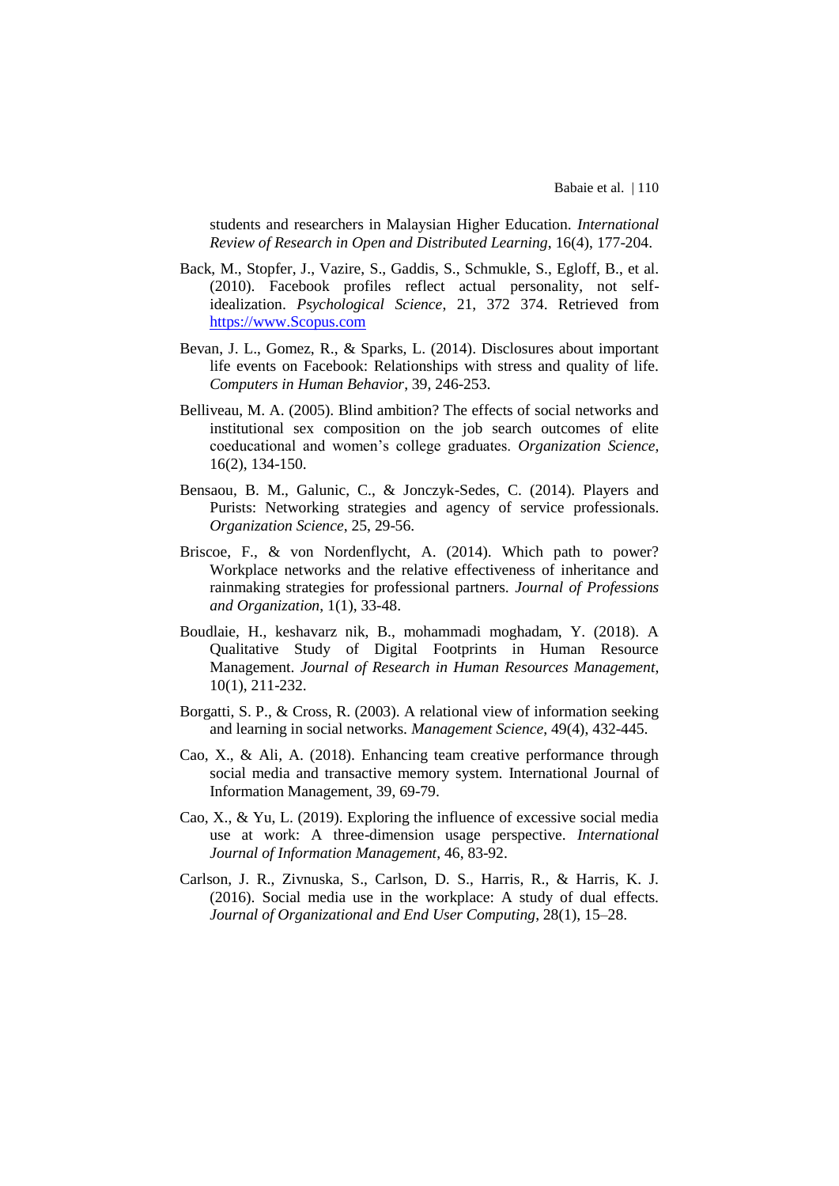students and researchers in Malaysian Higher Education. *International Review of Research in Open and Distributed Learning*, 16(4), 177-204.

Back, M., Stopfer, J., Vazire, S., Gaddis, S., Schmukle, S., Egloff, B., et al. (2010). Facebook profiles reflect actual personality, not self-idealization. *Psychological Science*, 21, 372 374. Retrieved from https://www.Scopus.com

Bevan, J. L., Gomez, R., & Sparks, L. (2014). Disclosures about important life events on Facebook: Relationships with stress and quality of life. *Computers in Human Behavior*, 39, 246-253.

Belliveau, M. A. (2005). Blind ambition? The effects of social networks and institutional sex composition on the job search outcomes of elite coeducational and women's college graduates. *Organization Science*, 16(2), 134-150.

Bensaou, B. M., Galunic, C., & Jonczyk-Sedes, C. (2014). Players and Purists: Networking strategies and agency of service professionals. *Organization Science*, 25, 29-56.

Briscoe, F., & von Nordenflycht, A. (2014). Which path to power? Workplace networks and the relative effectiveness of inheritance and rainmaking strategies for professional partners. *Journal of Professions and Organization*, 1(1), 33-48.

Boudlaie, H., keshavarz nik, B., mohammadi moghadam, Y. (2018). A Qualitative Study of Digital Footprints in Human Resource Management. *Journal of Research in Human Resources Management*, 10(1), 211-232.

Borgatti, S. P., & Cross, R. (2003). A relational view of information seeking and learning in social networks. *Management Science*, 49(4), 432-445.

Cao, X., & Ali, A. (2018). Enhancing team creative performance through social media and transactive memory system. International Journal of Information Management, 39, 69-79.

Cao, X., & Yu, L. (2019). Exploring the influence of excessive social media use at work: A three-dimension usage perspective. *International Journal of Information Management*, 46, 83-92.

Carlson, J. R., Zivnuska, S., Carlson, D. S., Harris, R., & Harris, K. J. (2016). Social media use in the workplace: A study of dual effects. *Journal of Organizational and End User Computing*, 28(1), 15–28.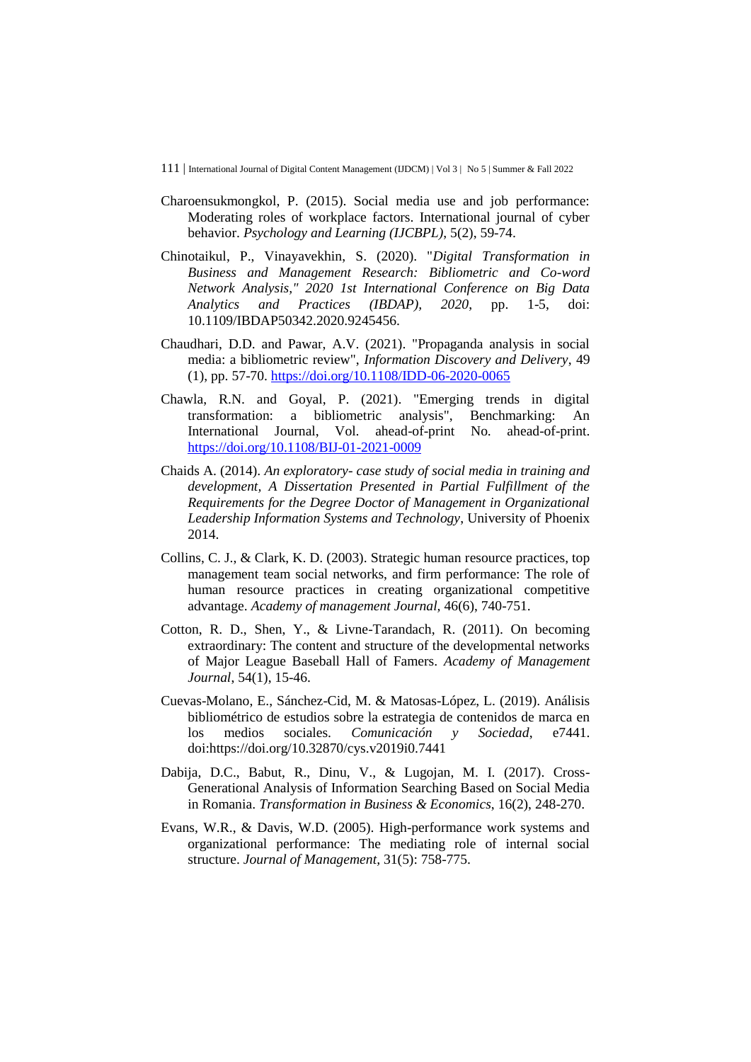Charoensukmongkol, P. (2015). Social media use and job performance: Moderating roles of workplace factors. International journal of cyber behavior. *Psychology and Learning (IJCBPL)*, 5(2), 59-74.

Chinotaikul, P., Vinayavekhin, S. (2020). "*Digital Transformation in Business and Management Research: Bibliometric and Co-word Network Analysis," 2020 1st International Conference on Big Data Analytics and Practices (IBDAP), 2020*, pp. 1-5, doi: 10.1109/IBDAP50342.2020.9245456.

Chaudhari, D.D. and Pawar, A.V. (2021). "Propaganda analysis in social media: a bibliometric review", *Information Discovery and Delivery*, 49 (1), pp. 57-70. https://doi.org/10.1108/IDD-06-2020-0065

Chawla, R.N. and Goyal, P. (2021). "Emerging trends in digital transformation: a bibliometric analysis", Benchmarking: An International Journal, Vol. ahead-of-print No. ahead-of-print. https://doi.org/10.1108/BIJ-01-2021-0009

Chaids A. (2014). *An exploratory- case study of social media in training and development, A Dissertation Presented in Partial Fulfillment of the Requirements for the Degree Doctor of Management in Organizational Leadership Information Systems and Technology*, University of Phoenix 2014.

Collins, C. J., & Clark, K. D. (2003). Strategic human resource practices, top management team social networks, and firm performance: The role of human resource practices in creating organizational competitive advantage. *Academy of management Journal,* 46(6), 740-751.

Cotton, R. D., Shen, Y., & Livne-Tarandach, R. (2011). On becoming extraordinary: The content and structure of the developmental networks of Major League Baseball Hall of Famers. *Academy of Management Journal*, 54(1), 15-46.

Cuevas-Molano, E., Sánchez-Cid, M. & Matosas-López, L. (2019). Análisis bibliométrico de estudios sobre la estrategia de contenidos de marca en los medios sociales. *Comunicación y Sociedad*, e7441. doi:https://doi.org/10.32870/cys.v2019i0.7441

Dabija, D.C., Babut, R., Dinu, V., & Lugojan, M. I. (2017). Cross-Generational Analysis of Information Searching Based on Social Media in Romania. *Transformation in Business & Economics*, 16(2), 248-270.

Evans, W.R., & Davis, W.D. (2005). High-performance work systems and organizational performance: The mediating role of internal social structure. *Journal of Management,* 31(5): 758-775.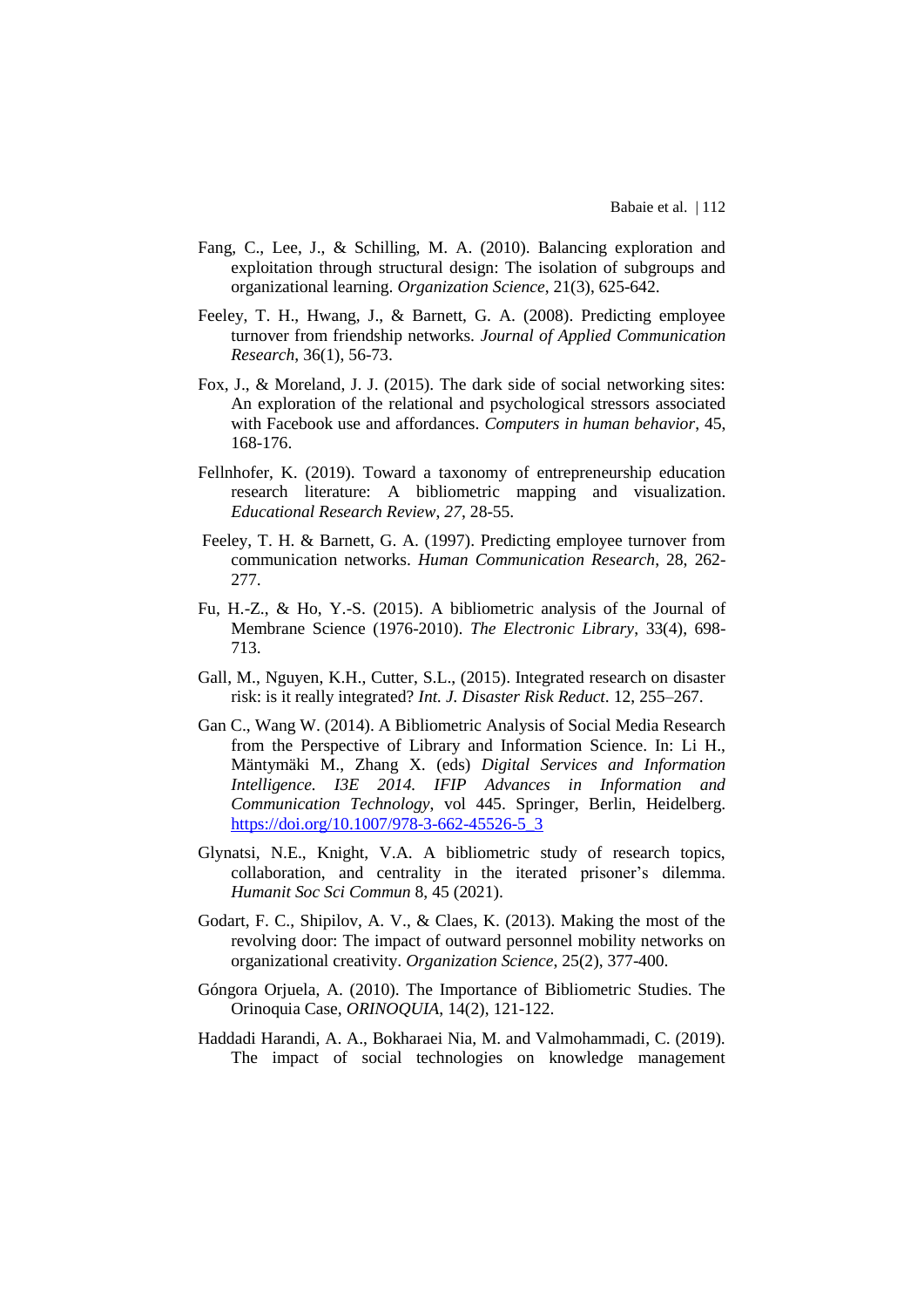Fang, C., Lee, J., & Schilling, M. A. (2010). Balancing exploration and exploitation through structural design: The isolation of subgroups and organizational learning. *Organization Science*, 21(3), 625-642.

Feeley, T. H., Hwang, J., & Barnett, G. A. (2008). Predicting employee turnover from friendship networks. *Journal of Applied Communication Research*, 36(1), 56-73.

Fox, J., & Moreland, J. J. (2015). The dark side of social networking sites: An exploration of the relational and psychological stressors associated with Facebook use and affordances. *Computers in human behavior*, 45, 168-176.

Fellnhofer, K. (2019). Toward a taxonomy of entrepreneurship education research literature: A bibliometric mapping and visualization. *Educational Research Review, 27*, 28-55.

Feeley, T. H. & Barnett, G. A. (1997). Predicting employee turnover from communication networks. *Human Communication Research*, 28, 262-277.

Fu, H.-Z., & Ho, Y.-S. (2015). A bibliometric analysis of the Journal of Membrane Science (1976-2010). *The Electronic Library*, 33(4), 698-713.

Gall, M., Nguyen, K.H., Cutter, S.L., (2015). Integrated research on disaster risk: is it really integrated? *Int. J. Disaster Risk Reduct*. 12, 255–267.

Gan C., Wang W. (2014). A Bibliometric Analysis of Social Media Research from the Perspective of Library and Information Science. In: Li H., Mäntymäki M., Zhang X. (eds) *Digital Services and Information Intelligence. I3E 2014. IFIP Advances in Information and Communication Technology*, vol 445. Springer, Berlin, Heidelberg. https://doi.org/10.1007/978-3-662-45526-5_3

Glynatsi, N.E., Knight, V.A. A bibliometric study of research topics, collaboration, and centrality in the iterated prisoner's dilemma. *Humanit Soc Sci Commun* 8, 45 (2021).

Godart, F. C., Shipilov, A. V., & Claes, K. (2013). Making the most of the revolving door: The impact of outward personnel mobility networks on organizational creativity. *Organization Science*, 25(2), 377-400.

Góngora Orjuela, A. (2010). The Importance of Bibliometric Studies. The Orinoquia Case, *ORINOQUIA*, 14(2), 121-122.

Haddadi Harandi, A. A., Bokharaei Nia, M. and Valmohammadi, C. (2019). The impact of social technologies on knowledge management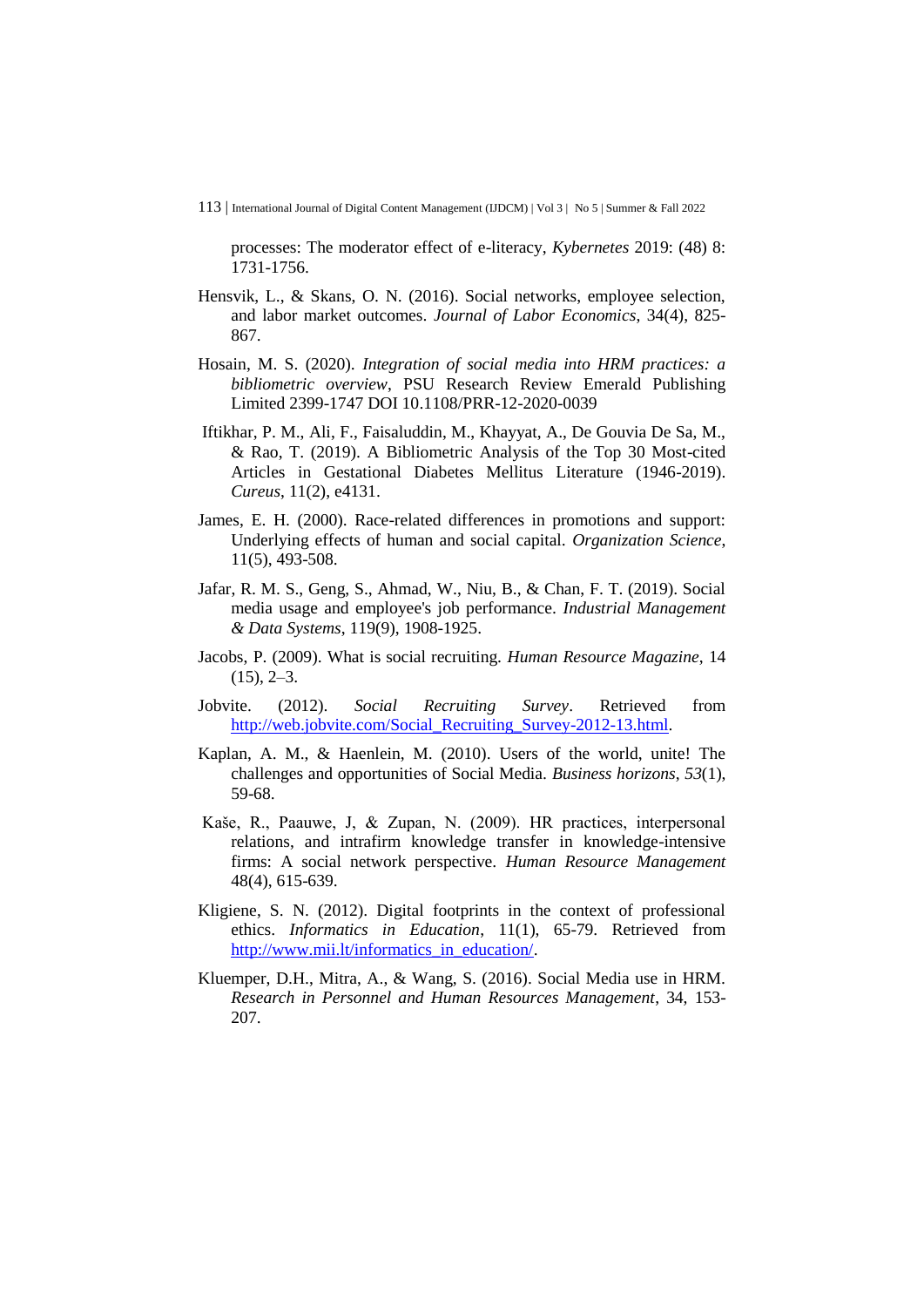processes: The moderator effect of e-literacy, *Kybernetes* 2019: (48) 8: 1731-1756.

Hensvik, L., & Skans, O. N. (2016). Social networks, employee selection, and labor market outcomes. *Journal of Labor Economics*, 34(4), 825-867.

Hosain, M. S. (2020). *Integration of social media into HRM practices: a bibliometric overview*, PSU Research Review Emerald Publishing Limited 2399-1747 DOI 10.1108/PRR-12-2020-0039

Iftikhar, P. M., Ali, F., Faisaluddin, M., Khayyat, A., De Gouvia De Sa, M., & Rao, T. (2019). A Bibliometric Analysis of the Top 30 Most-cited Articles in Gestational Diabetes Mellitus Literature (1946-2019). *Cureus*, 11(2), e4131.

James, E. H. (2000). Race-related differences in promotions and support: Underlying effects of human and social capital. *Organization Science*, 11(5), 493-508.

Jafar, R. M. S., Geng, S., Ahmad, W., Niu, B., & Chan, F. T. (2019). Social media usage and employee's job performance. *Industrial Management & Data Systems*, 119(9), 1908-1925.

Jacobs, P. (2009). What is social recruiting. *Human Resource Magazine*, 14 (15), 2–3.

Jobvite. (2012). *Social Recruiting Survey*. Retrieved from http://web.jobvite.com/Social_Recruiting_Survey-2012-13.html.

Kaplan, A. M., & Haenlein, M. (2010). Users of the world, unite! The challenges and opportunities of Social Media. *Business horizons*, *53*(1), 59-68.

Kaše, R., Paauwe, J, & Zupan, N. (2009). HR practices, interpersonal relations, and intrafirm knowledge transfer in knowledge-intensive firms: A social network perspective. *Human Resource Management* 48(4), 615-639.

Kligiene, S. N. (2012). Digital footprints in the context of professional ethics. *Informatics in Education*, 11(1), 65-79. Retrieved from http://www.mii.lt/informatics_in_education/.

Kluemper, D.H., Mitra, A., & Wang, S. (2016). Social Media use in HRM. *Research in Personnel and Human Resources Management*, 34, 153-207.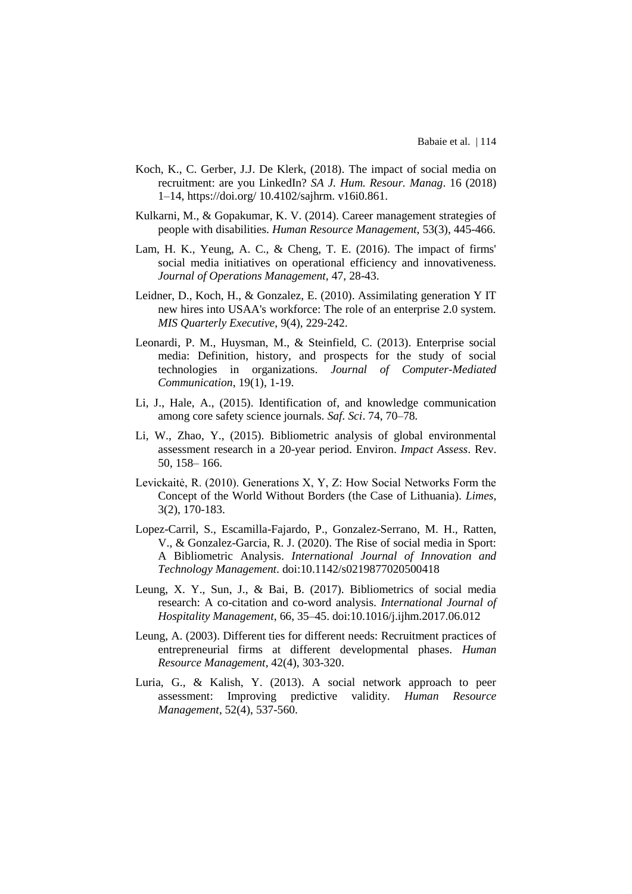Koch, K., C. Gerber, J.J. De Klerk, (2018). The impact of social media on recruitment: are you LinkedIn? *SA J. Hum. Resour. Manag*. 16 (2018) 1–14, https://doi.org/ 10.4102/sajhrm. v16i0.861.

Kulkarni, M., & Gopakumar, K. V. (2014). Career management strategies of people with disabilities. *Human Resource Management*, 53(3), 445-466.

Lam, H. K., Yeung, A. C., & Cheng, T. E. (2016). The impact of firms' social media initiatives on operational efficiency and innovativeness. *Journal of Operations Management*, 47, 28-43.

Leidner, D., Koch, H., & Gonzalez, E. (2010). Assimilating generation Y IT new hires into USAA's workforce: The role of an enterprise 2.0 system. *MIS Quarterly Executive*, 9(4), 229-242.

Leonardi, P. M., Huysman, M., & Steinfield, C. (2013). Enterprise social media: Definition, history, and prospects for the study of social technologies in organizations. *Journal of Computer-Mediated Communication*, 19(1), 1-19.

Li, J., Hale, A., (2015). Identification of, and knowledge communication among core safety science journals. *Saf. Sci*. 74, 70–78.

Li, W., Zhao, Y., (2015). Bibliometric analysis of global environmental assessment research in a 20-year period. Environ. *Impact Assess*. Rev. 50, 158– 166.

Levickaitė, R. (2010). Generations X, Y, Z: How Social Networks Form the Concept of the World Without Borders (the Case of Lithuania). *Limes*, 3(2), 170-183.

Lopez-Carril, S., Escamilla-Fajardo, P., Gonzalez-Serrano, M. H., Ratten, V., & Gonzalez-Garcia, R. J. (2020). The Rise of social media in Sport: A Bibliometric Analysis. *International Journal of Innovation and Technology Management*. doi:10.1142/s0219877020500418

Leung, X. Y., Sun, J., & Bai, B. (2017). Bibliometrics of social media research: A co-citation and co-word analysis. *International Journal of Hospitality Management*, 66, 35–45. doi:10.1016/j.ijhm.2017.06.012

Leung, A. (2003). Different ties for different needs: Recruitment practices of entrepreneurial firms at different developmental phases. *Human Resource Management*, 42(4), 303-320.

Luria, G., & Kalish, Y. (2013). A social network approach to peer assessment: Improving predictive validity. *Human Resource Management*, 52(4), 537-560.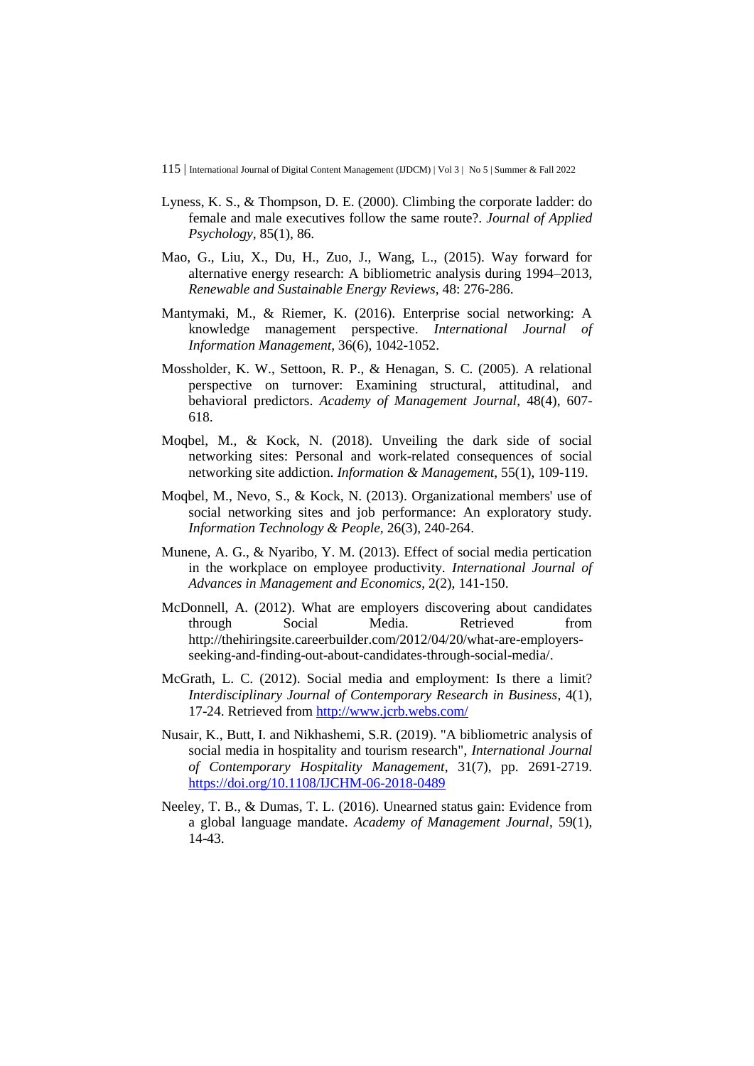Lyness, K. S., & Thompson, D. E. (2000). Climbing the corporate ladder: do female and male executives follow the same route?. *Journal of Applied Psychology*, 85(1), 86.

Mao, G., Liu, X., Du, H., Zuo, J., Wang, L., (2015). Way forward for alternative energy research: A bibliometric analysis during 1994–2013, *Renewable and Sustainable Energy Reviews*, 48: 276-286.

Mantymaki, M., & Riemer, K. (2016). Enterprise social networking: A knowledge management perspective. *International Journal of Information Management*, 36(6), 1042-1052.

Mossholder, K. W., Settoon, R. P., & Henagan, S. C. (2005). A relational perspective on turnover: Examining structural, attitudinal, and behavioral predictors. *Academy of Management Journal*, 48(4), 607-618.

Moqbel, M., & Kock, N. (2018). Unveiling the dark side of social networking sites: Personal and work-related consequences of social networking site addiction. *Information & Management*, 55(1), 109-119.

Moqbel, M., Nevo, S., & Kock, N. (2013). Organizational members' use of social networking sites and job performance: An exploratory study. *Information Technology & People*, 26(3), 240-264.

Munene, A. G., & Nyaribo, Y. M. (2013). Effect of social media pertication in the workplace on employee productivity. *International Journal of Advances in Management and Economics*, 2(2), 141-150.

McDonnell, A. (2012). What are employers discovering about candidates through Social Media. Retrieved from http://thehiringsite.careerbuilder.com/2012/04/20/what-are-employers-seeking-and-finding-out-about-candidates-through-social-media/.

McGrath, L. C. (2012). Social media and employment: Is there a limit? *Interdisciplinary Journal of Contemporary Research in Business*, 4(1), 17-24. Retrieved from http://www.jcrb.webs.com/

Nusair, K., Butt, I. and Nikhashemi, S.R. (2019). "A bibliometric analysis of social media in hospitality and tourism research", *International Journal of Contemporary Hospitality Management*, 31(7), pp. 2691-2719. https://doi.org/10.1108/IJCHM-06-2018-0489

Neeley, T. B., & Dumas, T. L. (2016). Unearned status gain: Evidence from a global language mandate. *Academy of Management Journal*, 59(1), 14-43.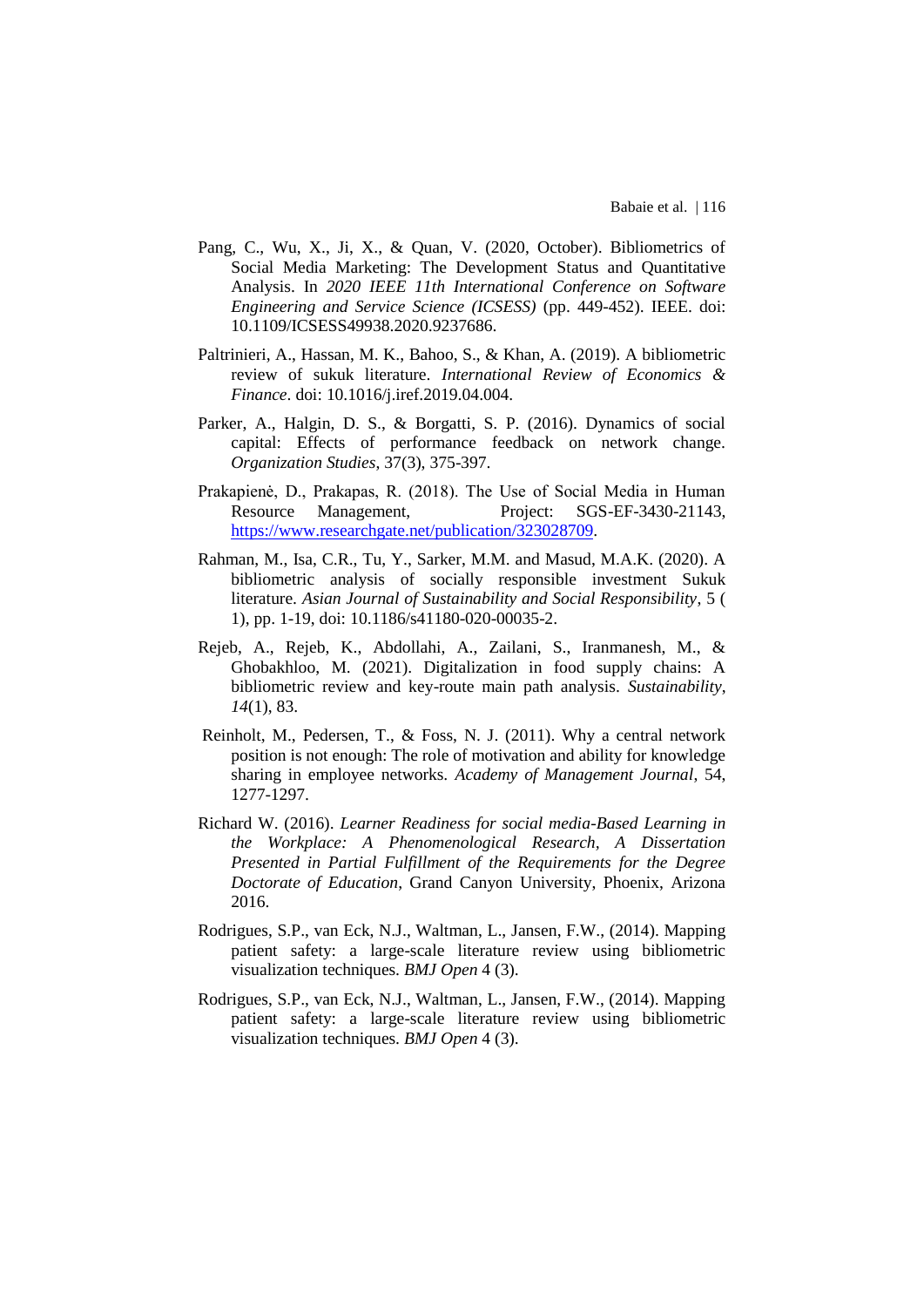Pang, C., Wu, X., Ji, X., & Quan, V. (2020, October). Bibliometrics of Social Media Marketing: The Development Status and Quantitative Analysis. In *2020 IEEE 11th International Conference on Software Engineering and Service Science (ICSESS)* (pp. 449-452). IEEE. doi: 10.1109/ICSESS49938.2020.9237686.

Paltrinieri, A., Hassan, M. K., Bahoo, S., & Khan, A. (2019). A bibliometric review of sukuk literature. *International Review of Economics & Finance*. doi: 10.1016/j.iref.2019.04.004.

Parker, A., Halgin, D. S., & Borgatti, S. P. (2016). Dynamics of social capital: Effects of performance feedback on network change. *Organization Studies*, 37(3), 375-397.

Prakapienė, D., Prakapas, R. (2018). The Use of Social Media in Human Resource Management, Project: SGS-EF-3430-21143, https://www.researchgate.net/publication/323028709.

Rahman, M., Isa, C.R., Tu, Y., Sarker, M.M. and Masud, M.A.K. (2020). A bibliometric analysis of socially responsible investment Sukuk literature. *Asian Journal of Sustainability and Social Responsibility*, 5 ( 1), pp. 1-19, doi: 10.1186/s41180-020-00035-2.

Rejeb, A., Rejeb, K., Abdollahi, A., Zailani, S., Iranmanesh, M., & Ghobakhloo, M. (2021). Digitalization in food supply chains: A bibliometric review and key-route main path analysis. *Sustainability*, *14*(1), 83.

Reinholt, M., Pedersen, T., & Foss, N. J. (2011). Why a central network position is not enough: The role of motivation and ability for knowledge sharing in employee networks. *Academy of Management Journal*, 54, 1277-1297.

Richard W. (2016). *Learner Readiness for social media-Based Learning in the Workplace: A Phenomenological Research, A Dissertation Presented in Partial Fulfillment of the Requirements for the Degree Doctorate of Education*, Grand Canyon University, Phoenix, Arizona 2016.

Rodrigues, S.P., van Eck, N.J., Waltman, L., Jansen, F.W., (2014). Mapping patient safety: a large-scale literature review using bibliometric visualization techniques. *BMJ Open* 4 (3).

Rodrigues, S.P., van Eck, N.J., Waltman, L., Jansen, F.W., (2014). Mapping patient safety: a large-scale literature review using bibliometric visualization techniques. *BMJ Open* 4 (3).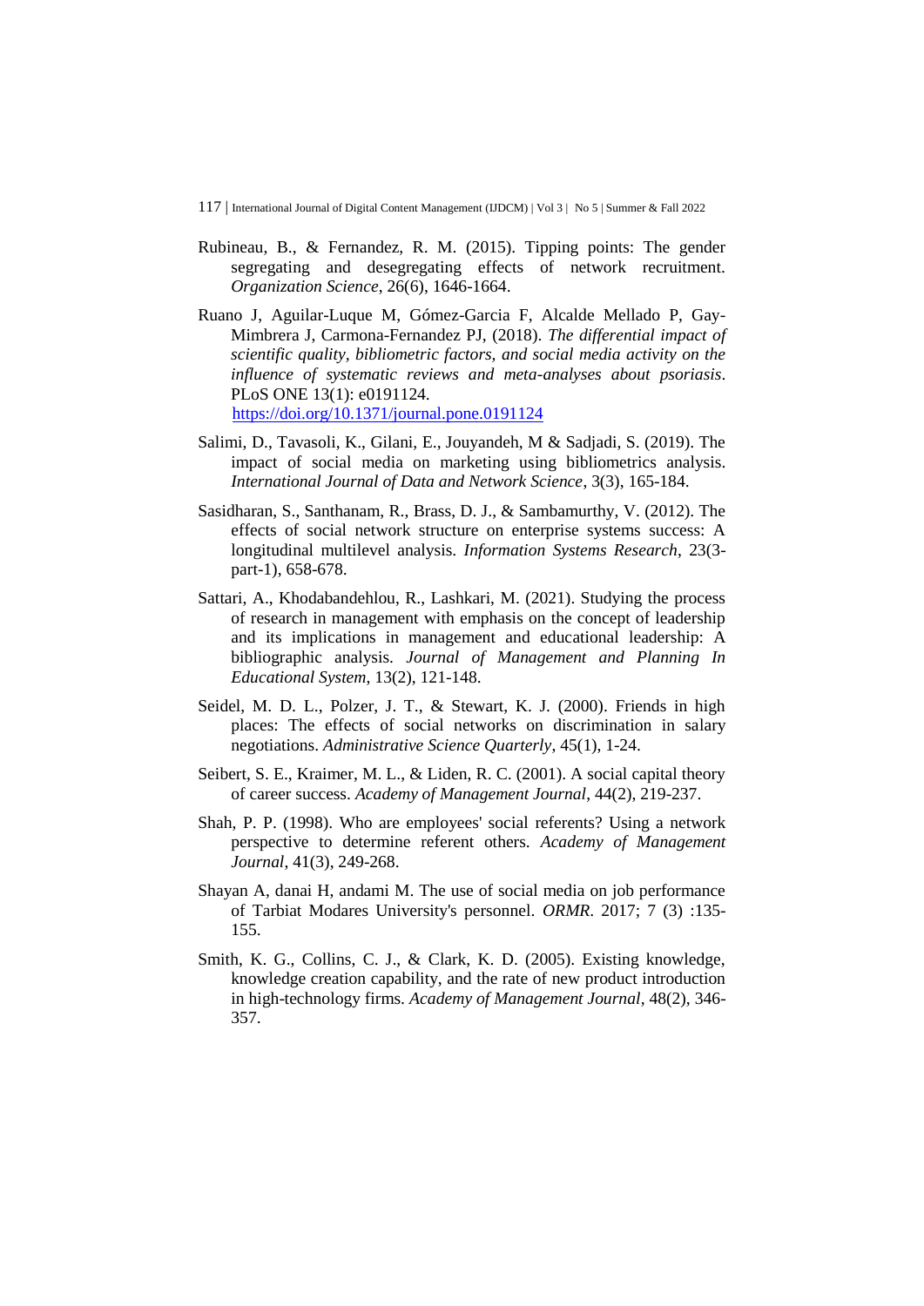Rubineau, B., & Fernandez, R. M. (2015). Tipping points: The gender segregating and desegregating effects of network recruitment. *Organization Science*, 26(6), 1646-1664.

Ruano J, Aguilar-Luque M, Gómez-Garcia F, Alcalde Mellado P, Gay-Mimbrera J, Carmona-Fernandez PJ, (2018). *The differential impact of scientific quality, bibliometric factors, and social media activity on the influence of systematic reviews and meta-analyses about psoriasis*. PLoS ONE 13(1): e0191124. https://doi.org/10.1371/journal.pone.0191124

Salimi, D., Tavasoli, K., Gilani, E., Jouyandeh, M & Sadjadi, S. (2019). The impact of social media on marketing using bibliometrics analysis. *International Journal of Data and Network Science*, 3(3), 165-184.

Sasidharan, S., Santhanam, R., Brass, D. J., & Sambamurthy, V. (2012). The effects of social network structure on enterprise systems success: A longitudinal multilevel analysis. *Information Systems Research*, 23(3-part-1), 658-678.

Sattari, A., Khodabandehlou, R., Lashkari, M. (2021). Studying the process of research in management with emphasis on the concept of leadership and its implications in management and educational leadership: A bibliographic analysis. *Journal of Management and Planning In Educational System*, 13(2), 121-148.

Seidel, M. D. L., Polzer, J. T., & Stewart, K. J. (2000). Friends in high places: The effects of social networks on discrimination in salary negotiations. *Administrative Science Quarterly*, 45(1), 1-24.

Seibert, S. E., Kraimer, M. L., & Liden, R. C. (2001). A social capital theory of career success. *Academy of Management Journal*, 44(2), 219-237.

Shah, P. P. (1998). Who are employees' social referents? Using a network perspective to determine referent others. *Academy of Management Journal*, 41(3), 249-268.

Shayan A, danai H, andami M. The use of social media on job performance of Tarbiat Modares University's personnel. *ORMR*. 2017; 7 (3) :135-155.

Smith, K. G., Collins, C. J., & Clark, K. D. (2005). Existing knowledge, knowledge creation capability, and the rate of new product introduction in high-technology firms. *Academy of Management Journal*, 48(2), 346-357.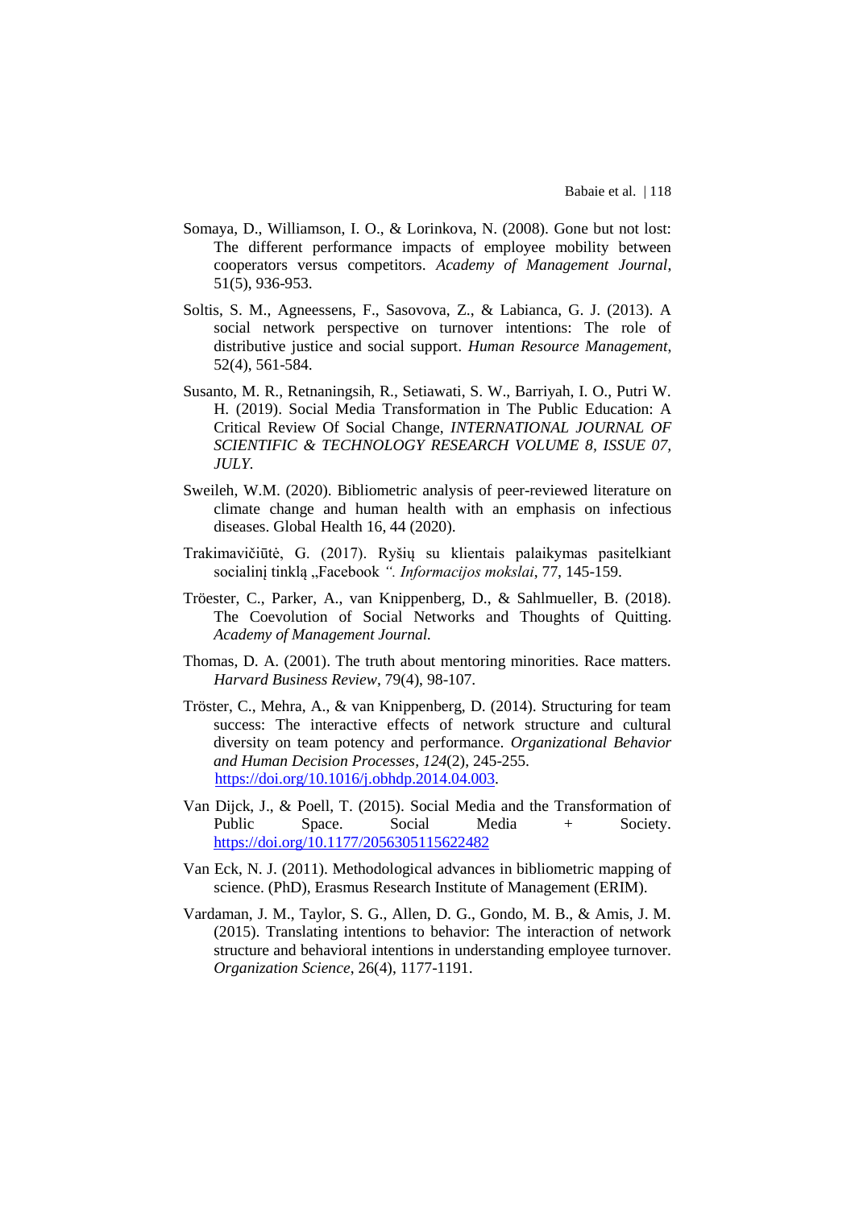Somaya, D., Williamson, I. O., & Lorinkova, N. (2008). Gone but not lost: The different performance impacts of employee mobility between cooperators versus competitors. *Academy of Management Journal*, 51(5), 936-953.

Soltis, S. M., Agneessens, F., Sasovova, Z., & Labianca, G. J. (2013). A social network perspective on turnover intentions: The role of distributive justice and social support. *Human Resource Management*, 52(4), 561-584.

Susanto, M. R., Retnaningsih, R., Setiawati, S. W., Barriyah, I. O., Putri W. H. (2019). Social Media Transformation in The Public Education: A Critical Review Of Social Change, *INTERNATIONAL JOURNAL OF SCIENTIFIC & TECHNOLOGY RESEARCH VOLUME 8, ISSUE 07, JULY.*

Sweileh, W.M. (2020). Bibliometric analysis of peer-reviewed literature on climate change and human health with an emphasis on infectious diseases. Global Health 16, 44 (2020).

Trakimavičiūtė, G. (2017). Ryšių su klientais palaikymas pasitelkiant socialinį tinklą „Facebook *". Informacijos mokslai*, 77, 145-159.

Tröester, C., Parker, A., van Knippenberg, D., & Sahlmueller, B. (2018). The Coevolution of Social Networks and Thoughts of Quitting. *Academy of Management Journal.*

Thomas, D. A. (2001). The truth about mentoring minorities. Race matters. *Harvard Business Review*, 79(4), 98-107.

Tröster, C., Mehra, A., & van Knippenberg, D. (2014). Structuring for team success: The interactive effects of network structure and cultural diversity on team potency and performance. *Organizational Behavior and Human Decision Processes*, *124*(2), 245-255. https://doi.org/10.1016/j.obhdp.2014.04.003.

Van Dijck, J., & Poell, T. (2015). Social Media and the Transformation of Public Space. Social Media + Society. https://doi.org/10.1177/2056305115622482

Van Eck, N. J. (2011). Methodological advances in bibliometric mapping of science. (PhD), Erasmus Research Institute of Management (ERIM).

Vardaman, J. M., Taylor, S. G., Allen, D. G., Gondo, M. B., & Amis, J. M. (2015). Translating intentions to behavior: The interaction of network structure and behavioral intentions in understanding employee turnover. *Organization Science*, 26(4), 1177-1191.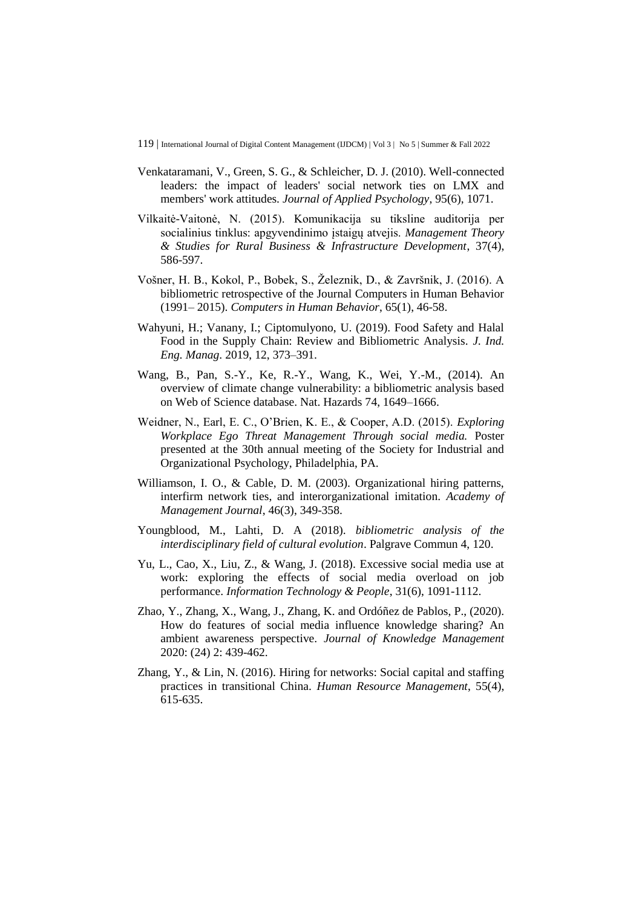Venkataramani, V., Green, S. G., & Schleicher, D. J. (2010). Well-connected leaders: the impact of leaders' social network ties on LMX and members' work attitudes. *Journal of Applied Psychology*, 95(6), 1071.

Vilkaitė-Vaitonė, N. (2015). Komunikacija su tiksline auditorija per socialinius tinklus: apgyvendinimo įstaigų atvejis. *Management Theory & Studies for Rural Business & Infrastructure Development*, 37(4), 586-597.

Vošner, H. B., Kokol, P., Bobek, S., Železnik, D., & Završnik, J. (2016). A bibliometric retrospective of the Journal Computers in Human Behavior (1991– 2015). *Computers in Human Behavior*, 65(1), 46-58.

Wahyuni, H.; Vanany, I.; Ciptomulyono, U. (2019). Food Safety and Halal Food in the Supply Chain: Review and Bibliometric Analysis. *J. Ind. Eng. Manag*. 2019, 12, 373–391.

Wang, B., Pan, S.-Y., Ke, R.-Y., Wang, K., Wei, Y.-M., (2014). An overview of climate change vulnerability: a bibliometric analysis based on Web of Science database. Nat. Hazards 74, 1649–1666.

Weidner, N., Earl, E. C., O'Brien, K. E., & Cooper, A.D. (2015). *Exploring Workplace Ego Threat Management Through social media.* Poster presented at the 30th annual meeting of the Society for Industrial and Organizational Psychology, Philadelphia, PA.

Williamson, I. O., & Cable, D. M. (2003). Organizational hiring patterns, interfirm network ties, and interorganizational imitation. *Academy of Management Journal*, 46(3), 349-358.

Youngblood, M., Lahti, D. A (2018). *bibliometric analysis of the interdisciplinary field of cultural evolution*. Palgrave Commun 4, 120.

Yu, L., Cao, X., Liu, Z., & Wang, J. (2018). Excessive social media use at work: exploring the effects of social media overload on job performance. *Information Technology & People*, 31(6), 1091-1112.

Zhao, Y., Zhang, X., Wang, J., Zhang, K. and Ordóñez de Pablos, P., (2020). How do features of social media influence knowledge sharing? An ambient awareness perspective. *Journal of Knowledge Management* 2020: (24) 2: 439-462.

Zhang, Y., & Lin, N. (2016). Hiring for networks: Social capital and staffing practices in transitional China. *Human Resource Management*, 55(4), 615-635.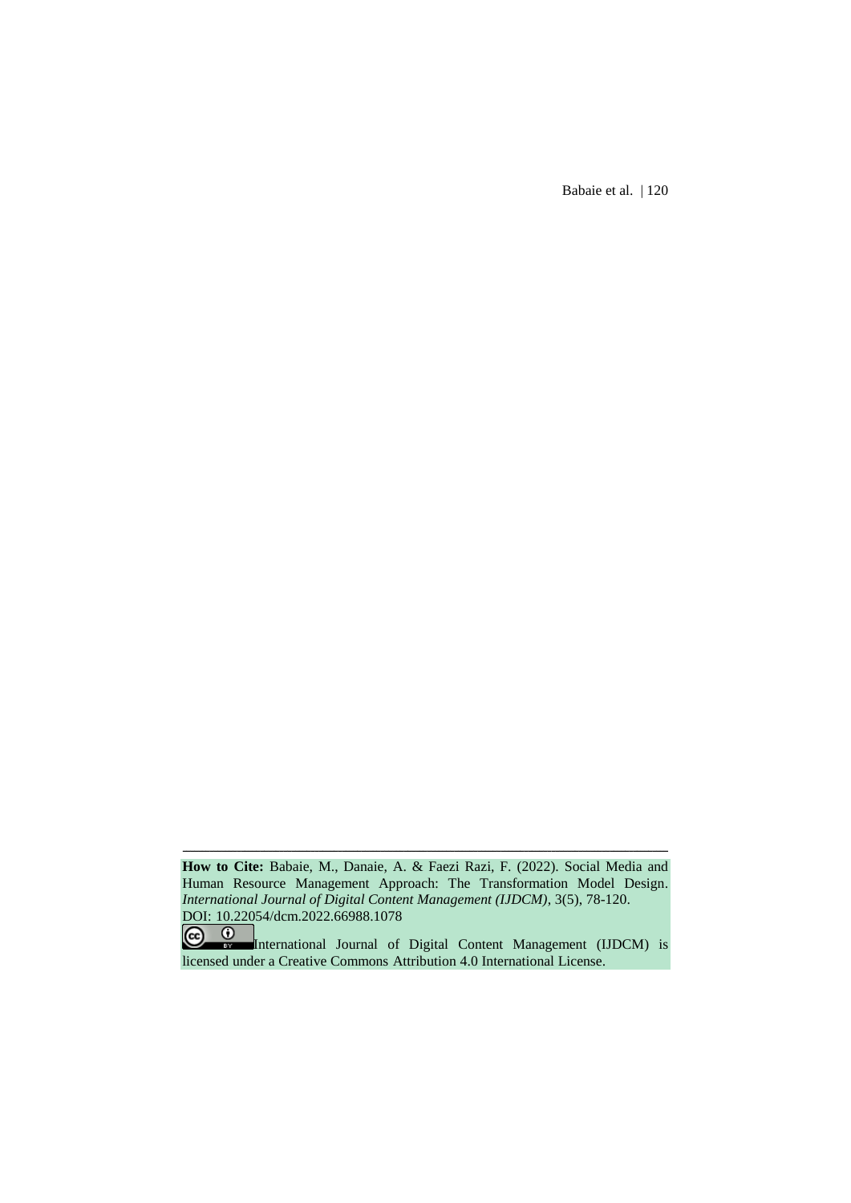---

**How to Cite:** Babaie, M., Danaie, A. & Faezi Razi, F. (2022). Social Media and Human Resource Management Approach: The Transformation Model Design. *International Journal of Digital Content Management (IJDCM)*, 3(5), 78-120. DOI: 10.22054/dcm.2022.66988.1078

International Journal of Digital Content Management (IJDCM) is licensed under a Creative Commons Attribution 4.0 International License.